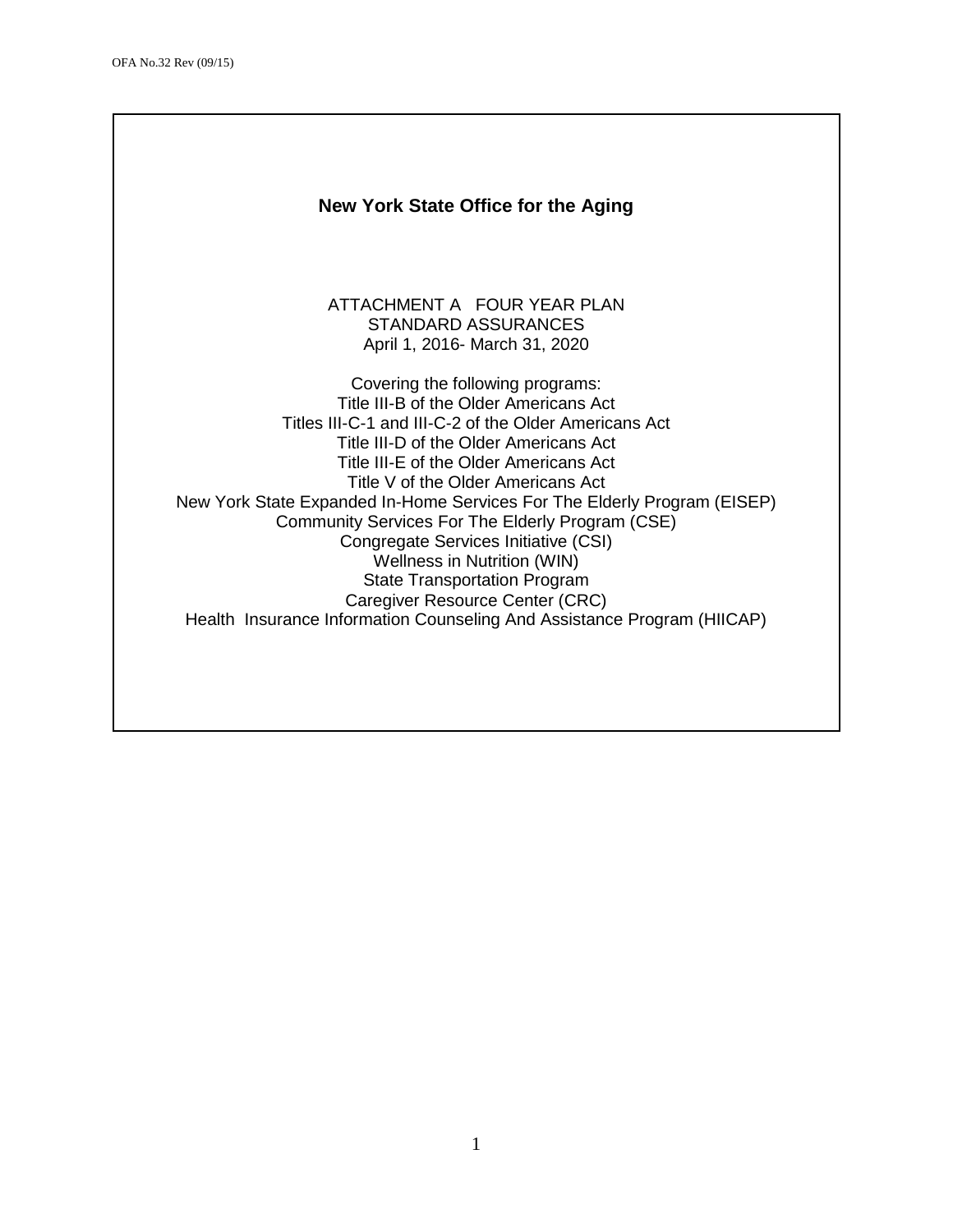OFA No.32 Rev (09/15)

# New York State Office for the Aging

ATTACHMENT A FOUR YEAR PLAN
STANDARD ASSURANCES
April 1, 2016- March 31, 2020

Covering the following programs:
Title III-B of the Older Americans Act
Titles III-C-1 and III-C-2 of the Older Americans Act
Title III-D of the Older Americans Act
Title III-E of the Older Americans Act
Title V of the Older Americans Act
New York State Expanded In-Home Services For The Elderly Program (EISEP)
Community Services For The Elderly Program (CSE)
Congregate Services Initiative (CSI)
Wellness in Nutrition (WIN)
State Transportation Program
Caregiver Resource Center (CRC)
Health Insurance Information Counseling And Assistance Program (HIICAP)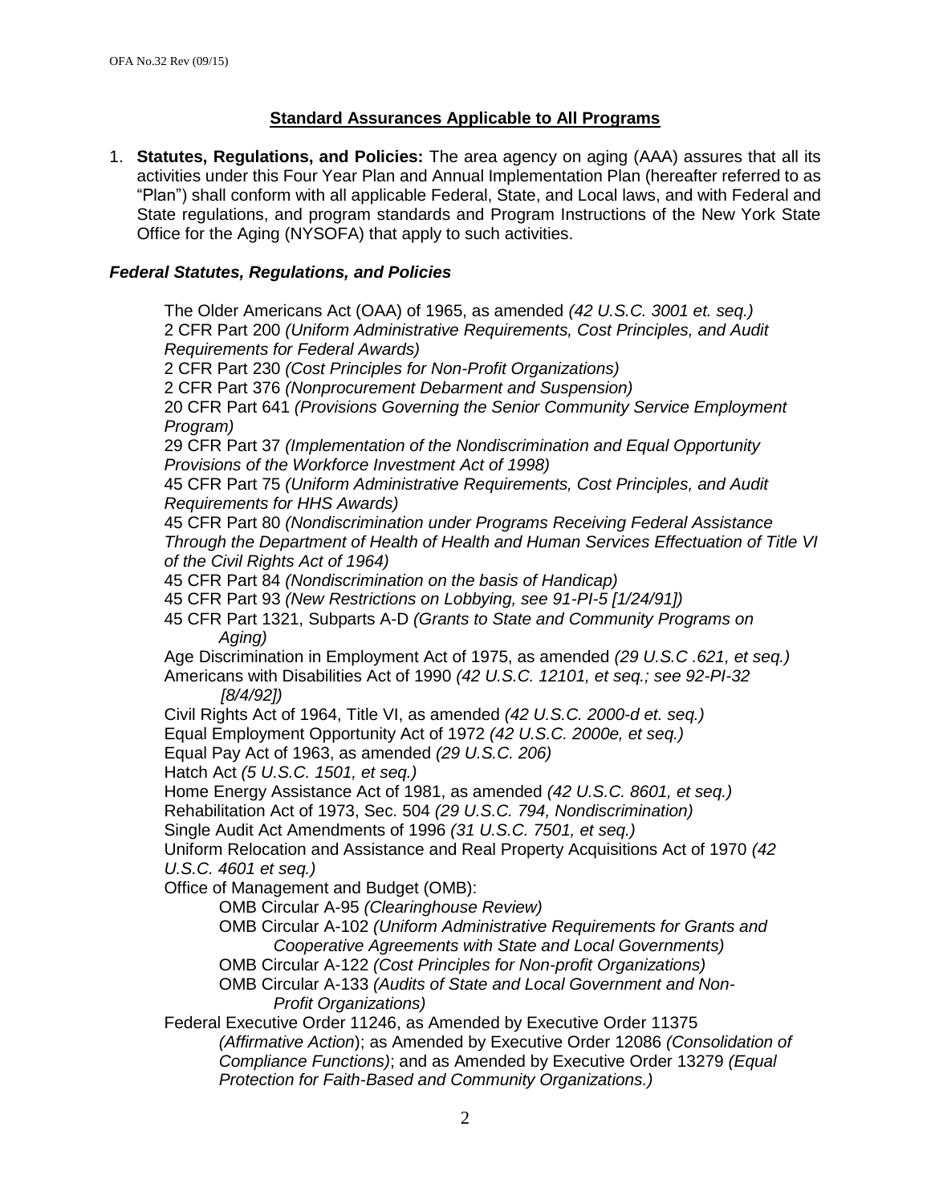## Standard Assurances Applicable to All Programs

1. **Statutes, Regulations, and Policies:** The area agency on aging (AAA) assures that all its activities under this Four Year Plan and Annual Implementation Plan (hereafter referred to as "Plan") shall conform with all applicable Federal, State, and Local laws, and with Federal and State regulations, and program standards and Program Instructions of the New York State Office for the Aging (NYSOFA) that apply to such activities.

### *Federal Statutes, Regulations, and Policies*

The Older Americans Act (OAA) of 1965, as amended *(42 U.S.C. 3001 et. seq.)*
2 CFR Part 200 *(Uniform Administrative Requirements, Cost Principles, and Audit Requirements for Federal Awards)*
2 CFR Part 230 *(Cost Principles for Non-Profit Organizations)*
2 CFR Part 376 *(Nonprocurement Debarment and Suspension)*
20 CFR Part 641 *(Provisions Governing the Senior Community Service Employment Program)*
29 CFR Part 37 *(Implementation of the Nondiscrimination and Equal Opportunity Provisions of the Workforce Investment Act of 1998)*
45 CFR Part 75 *(Uniform Administrative Requirements, Cost Principles, and Audit Requirements for HHS Awards)*
45 CFR Part 80 *(Nondiscrimination under Programs Receiving Federal Assistance Through the Department of Health of Health and Human Services Effectuation of Title VI of the Civil Rights Act of 1964)*
45 CFR Part 84 *(Nondiscrimination on the basis of Handicap)*
45 CFR Part 93 *(New Restrictions on Lobbying, see 91-PI-5 [1/24/91])*
45 CFR Part 1321, Subparts A-D *(Grants to State and Community Programs on Aging)*
Age Discrimination in Employment Act of 1975, as amended *(29 U.S.C .621, et seq.)*
Americans with Disabilities Act of 1990 *(42 U.S.C. 12101, et seq.; see 92-PI-32 [8/4/92])*
Civil Rights Act of 1964, Title VI, as amended *(42 U.S.C. 2000-d et. seq.)*
Equal Employment Opportunity Act of 1972 *(42 U.S.C. 2000e, et seq.)*
Equal Pay Act of 1963, as amended *(29 U.S.C. 206)*
Hatch Act *(5 U.S.C. 1501, et seq.)*
Home Energy Assistance Act of 1981, as amended *(42 U.S.C. 8601, et seq.)*
Rehabilitation Act of 1973, Sec. 504 *(29 U.S.C. 794, Nondiscrimination)*
Single Audit Act Amendments of 1996 *(31 U.S.C. 7501, et seq.)*
Uniform Relocation and Assistance and Real Property Acquisitions Act of 1970 *(42 U.S.C. 4601 et seq.)*
Office of Management and Budget (OMB):

- OMB Circular A-95 *(Clearinghouse Review)*
- OMB Circular A-102 *(Uniform Administrative Requirements for Grants and Cooperative Agreements with State and Local Governments)*
- OMB Circular A-122 *(Cost Principles for Non-profit Organizations)*
- OMB Circular A-133 *(Audits of State and Local Government and Non-Profit Organizations)*

Federal Executive Order 11246, as Amended by Executive Order 11375 *(Affirmative Action)*; as Amended by Executive Order 12086 *(Consolidation of Compliance Functions)*; and as Amended by Executive Order 13279 *(Equal Protection for Faith-Based and Community Organizations.)*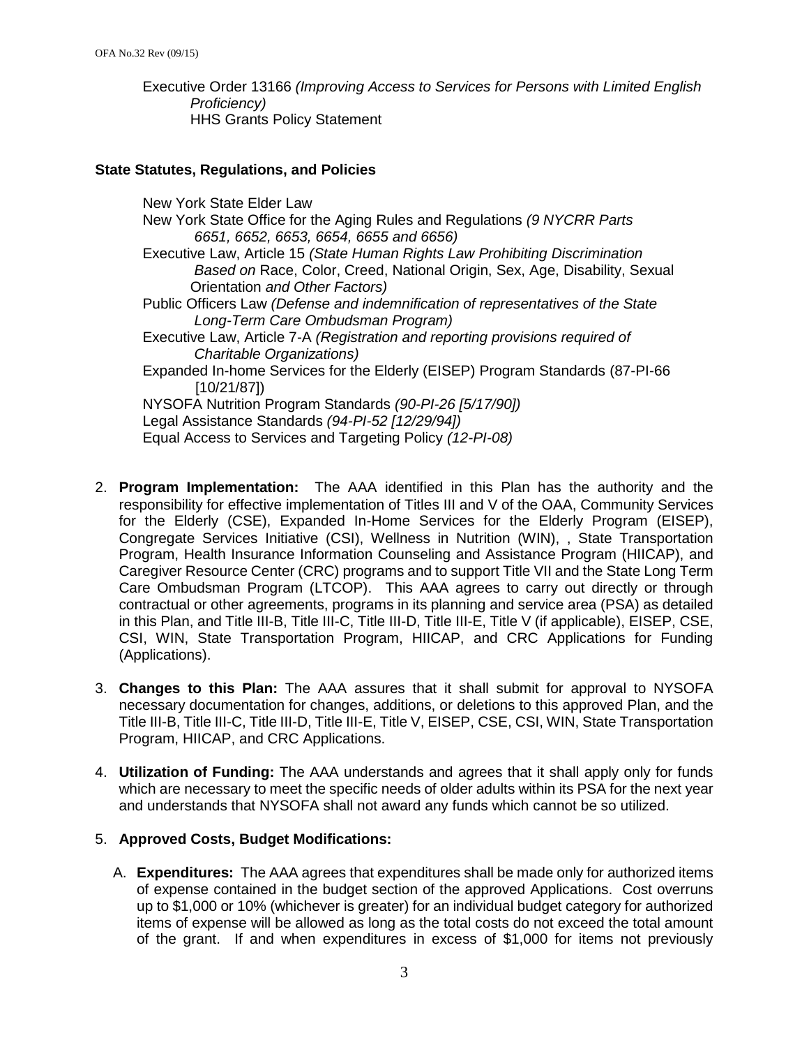Executive Order 13166 *(Improving Access to Services for Persons with Limited English Proficiency)*
HHS Grants Policy Statement

**State Statutes, Regulations, and Policies**

New York State Elder Law
New York State Office for the Aging Rules and Regulations *(9 NYCRR Parts 6651, 6652, 6653, 6654, 6655 and 6656)*
Executive Law, Article 15 *(State Human Rights Law Prohibiting Discrimination Based on* Race, Color, Creed, National Origin, Sex, Age, Disability, Sexual Orientation *and Other Factors)*
Public Officers Law *(Defense and indemnification of representatives of the State Long-Term Care Ombudsman Program)*
Executive Law, Article 7-A *(Registration and reporting provisions required of Charitable Organizations)*
Expanded In-home Services for the Elderly (EISEP) Program Standards (87-PI-66 [10/21/87])
NYSOFA Nutrition Program Standards *(90-PI-26 [5/17/90])*
Legal Assistance Standards *(94-PI-52 [12/29/94])*
Equal Access to Services and Targeting Policy *(12-PI-08)*

2. **Program Implementation:** The AAA identified in this Plan has the authority and the responsibility for effective implementation of Titles III and V of the OAA, Community Services for the Elderly (CSE), Expanded In-Home Services for the Elderly Program (EISEP), Congregate Services Initiative (CSI), Wellness in Nutrition (WIN), , State Transportation Program, Health Insurance Information Counseling and Assistance Program (HIICAP), and Caregiver Resource Center (CRC) programs and to support Title VII and the State Long Term Care Ombudsman Program (LTCOP). This AAA agrees to carry out directly or through contractual or other agreements, programs in its planning and service area (PSA) as detailed in this Plan, and Title III-B, Title III-C, Title III-D, Title III-E, Title V (if applicable), EISEP, CSE, CSI, WIN, State Transportation Program, HIICAP, and CRC Applications for Funding (Applications).

3. **Changes to this Plan:** The AAA assures that it shall submit for approval to NYSOFA necessary documentation for changes, additions, or deletions to this approved Plan, and the Title III-B, Title III-C, Title III-D, Title III-E, Title V, EISEP, CSE, CSI, WIN, State Transportation Program, HIICAP, and CRC Applications.

4. **Utilization of Funding:** The AAA understands and agrees that it shall apply only for funds which are necessary to meet the specific needs of older adults within its PSA for the next year and understands that NYSOFA shall not award any funds which cannot be so utilized.

5. **Approved Costs, Budget Modifications:**

   A. **Expenditures:** The AAA agrees that expenditures shall be made only for authorized items of expense contained in the budget section of the approved Applications. Cost overruns up to $1,000 or 10% (whichever is greater) for an individual budget category for authorized items of expense will be allowed as long as the total costs do not exceed the total amount of the grant. If and when expenditures in excess of $1,000 for items not previously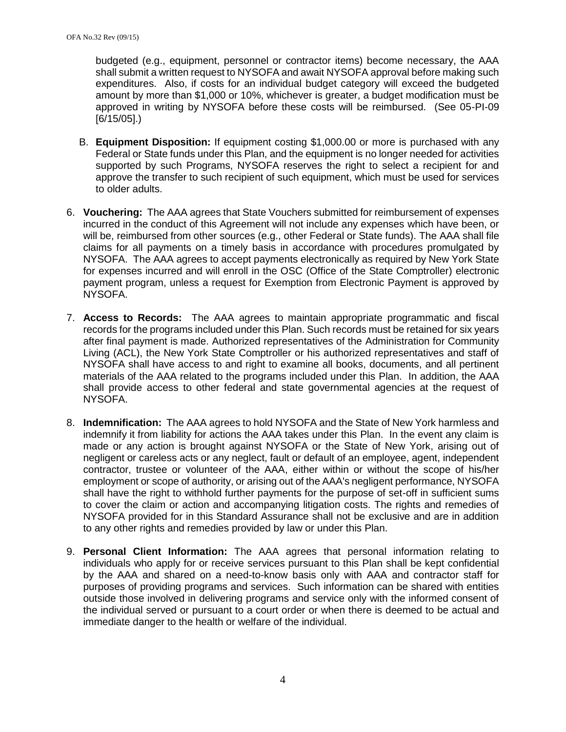budgeted (e.g., equipment, personnel or contractor items) become necessary, the AAA shall submit a written request to NYSOFA and await NYSOFA approval before making such expenditures. Also, if costs for an individual budget category will exceed the budgeted amount by more than $1,000 or 10%, whichever is greater, a budget modification must be approved in writing by NYSOFA before these costs will be reimbursed. (See 05-PI-09 [6/15/05].)

B. **Equipment Disposition:** If equipment costing $1,000.00 or more is purchased with any Federal or State funds under this Plan, and the equipment is no longer needed for activities supported by such Programs, NYSOFA reserves the right to select a recipient for and approve the transfer to such recipient of such equipment, which must be used for services to older adults.

6. **Vouchering:** The AAA agrees that State Vouchers submitted for reimbursement of expenses incurred in the conduct of this Agreement will not include any expenses which have been, or will be, reimbursed from other sources (e.g., other Federal or State funds). The AAA shall file claims for all payments on a timely basis in accordance with procedures promulgated by NYSOFA. The AAA agrees to accept payments electronically as required by New York State for expenses incurred and will enroll in the OSC (Office of the State Comptroller) electronic payment program, unless a request for Exemption from Electronic Payment is approved by NYSOFA.

7. **Access to Records:** The AAA agrees to maintain appropriate programmatic and fiscal records for the programs included under this Plan. Such records must be retained for six years after final payment is made. Authorized representatives of the Administration for Community Living (ACL), the New York State Comptroller or his authorized representatives and staff of NYSOFA shall have access to and right to examine all books, documents, and all pertinent materials of the AAA related to the programs included under this Plan. In addition, the AAA shall provide access to other federal and state governmental agencies at the request of NYSOFA.

8. **Indemnification:** The AAA agrees to hold NYSOFA and the State of New York harmless and indemnify it from liability for actions the AAA takes under this Plan. In the event any claim is made or any action is brought against NYSOFA or the State of New York, arising out of negligent or careless acts or any neglect, fault or default of an employee, agent, independent contractor, trustee or volunteer of the AAA, either within or without the scope of his/her employment or scope of authority, or arising out of the AAA's negligent performance, NYSOFA shall have the right to withhold further payments for the purpose of set-off in sufficient sums to cover the claim or action and accompanying litigation costs. The rights and remedies of NYSOFA provided for in this Standard Assurance shall not be exclusive and are in addition to any other rights and remedies provided by law or under this Plan.

9. **Personal Client Information:** The AAA agrees that personal information relating to individuals who apply for or receive services pursuant to this Plan shall be kept confidential by the AAA and shared on a need-to-know basis only with AAA and contractor staff for purposes of providing programs and services. Such information can be shared with entities outside those involved in delivering programs and service only with the informed consent of the individual served or pursuant to a court order or when there is deemed to be actual and immediate danger to the health or welfare of the individual.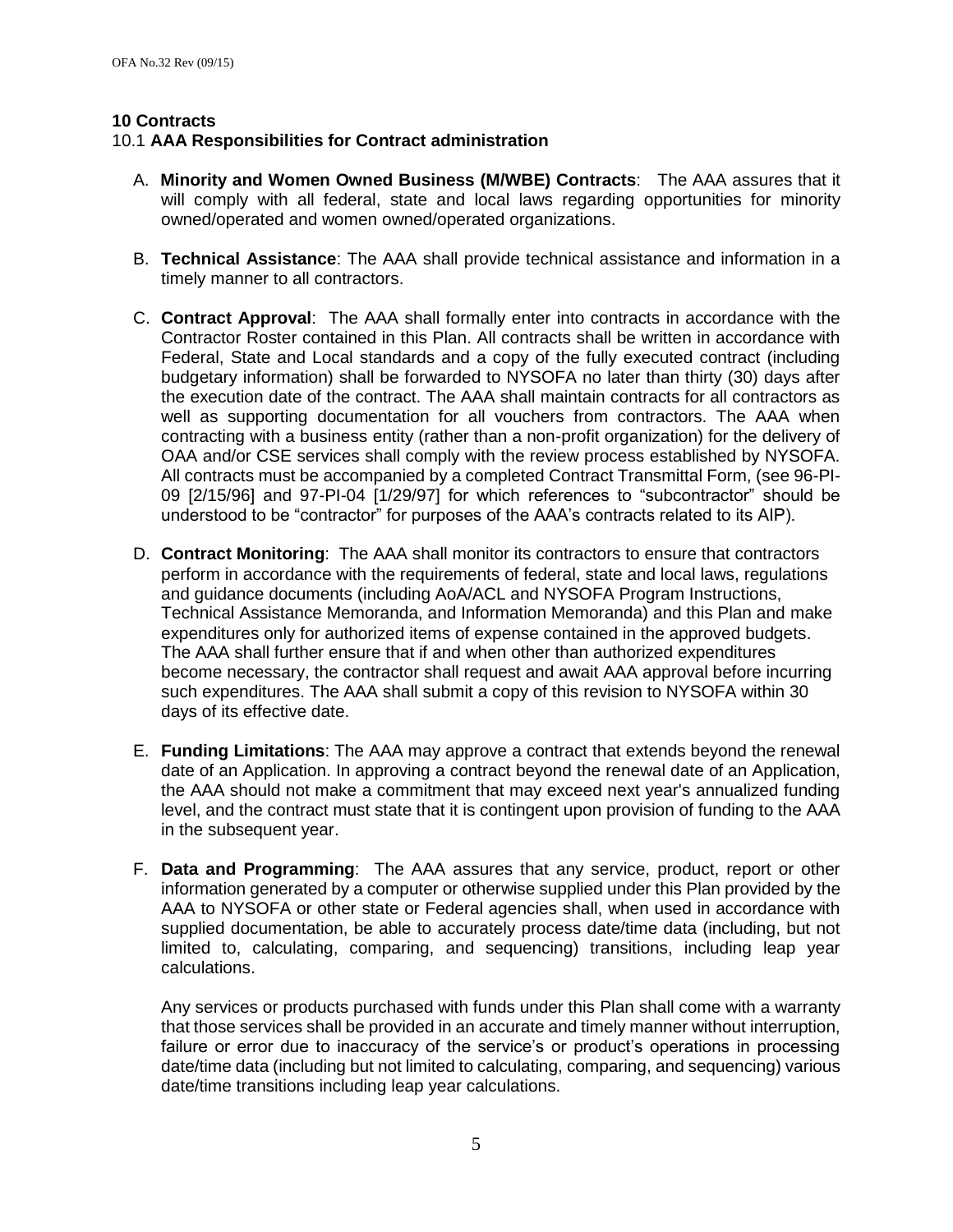## 10 Contracts

### 10.1 **AAA Responsibilities for Contract administration**

A. **Minority and Women Owned Business (M/WBE) Contracts**: The AAA assures that it will comply with all federal, state and local laws regarding opportunities for minority owned/operated and women owned/operated organizations.

B. **Technical Assistance**: The AAA shall provide technical assistance and information in a timely manner to all contractors.

C. **Contract Approval**: The AAA shall formally enter into contracts in accordance with the Contractor Roster contained in this Plan. All contracts shall be written in accordance with Federal, State and Local standards and a copy of the fully executed contract (including budgetary information) shall be forwarded to NYSOFA no later than thirty (30) days after the execution date of the contract. The AAA shall maintain contracts for all contractors as well as supporting documentation for all vouchers from contractors. The AAA when contracting with a business entity (rather than a non-profit organization) for the delivery of OAA and/or CSE services shall comply with the review process established by NYSOFA. All contracts must be accompanied by a completed Contract Transmittal Form, (see 96-PI-09 [2/15/96] and 97-PI-04 [1/29/97] for which references to "subcontractor" should be understood to be "contractor" for purposes of the AAA's contracts related to its AIP).

D. **Contract Monitoring**: The AAA shall monitor its contractors to ensure that contractors perform in accordance with the requirements of federal, state and local laws, regulations and guidance documents (including AoA/ACL and NYSOFA Program Instructions, Technical Assistance Memoranda, and Information Memoranda) and this Plan and make expenditures only for authorized items of expense contained in the approved budgets. The AAA shall further ensure that if and when other than authorized expenditures become necessary, the contractor shall request and await AAA approval before incurring such expenditures. The AAA shall submit a copy of this revision to NYSOFA within 30 days of its effective date.

E. **Funding Limitations**: The AAA may approve a contract that extends beyond the renewal date of an Application. In approving a contract beyond the renewal date of an Application, the AAA should not make a commitment that may exceed next year's annualized funding level, and the contract must state that it is contingent upon provision of funding to the AAA in the subsequent year.

F. **Data and Programming**: The AAA assures that any service, product, report or other information generated by a computer or otherwise supplied under this Plan provided by the AAA to NYSOFA or other state or Federal agencies shall, when used in accordance with supplied documentation, be able to accurately process date/time data (including, but not limited to, calculating, comparing, and sequencing) transitions, including leap year calculations.

   Any services or products purchased with funds under this Plan shall come with a warranty that those services shall be provided in an accurate and timely manner without interruption, failure or error due to inaccuracy of the service's or product's operations in processing date/time data (including but not limited to calculating, comparing, and sequencing) various date/time transitions including leap year calculations.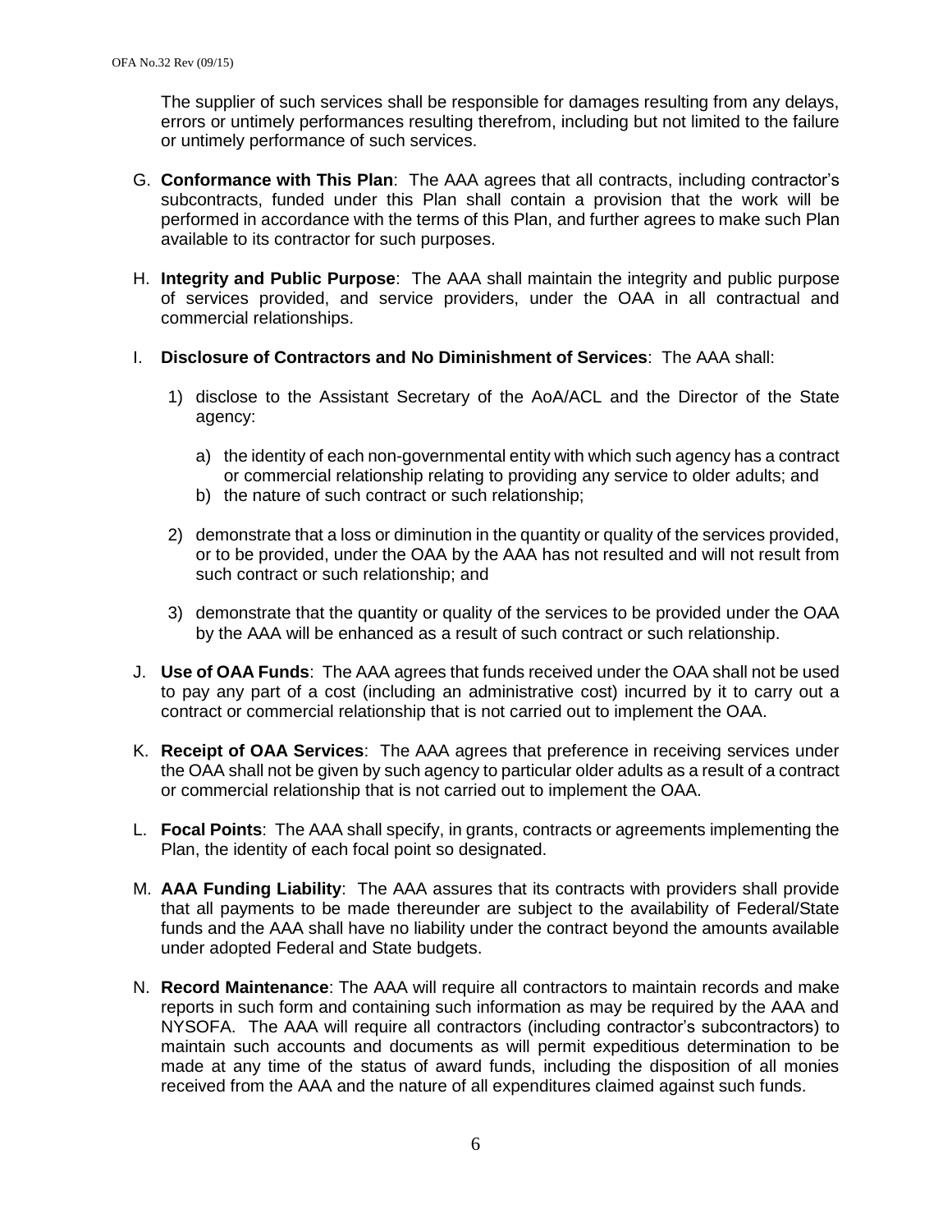The supplier of such services shall be responsible for damages resulting from any delays, errors or untimely performances resulting therefrom, including but not limited to the failure or untimely performance of such services.

G. **Conformance with This Plan**: The AAA agrees that all contracts, including contractor's subcontracts, funded under this Plan shall contain a provision that the work will be performed in accordance with the terms of this Plan, and further agrees to make such Plan available to its contractor for such purposes.

H. **Integrity and Public Purpose**: The AAA shall maintain the integrity and public purpose of services provided, and service providers, under the OAA in all contractual and commercial relationships.

I. **Disclosure of Contractors and No Diminishment of Services**: The AAA shall:

   1) disclose to the Assistant Secretary of the AoA/ACL and the Director of the State agency:

      a) the identity of each non-governmental entity with which such agency has a contract or commercial relationship relating to providing any service to older adults; and
      b) the nature of such contract or such relationship;

   2) demonstrate that a loss or diminution in the quantity or quality of the services provided, or to be provided, under the OAA by the AAA has not resulted and will not result from such contract or such relationship; and

   3) demonstrate that the quantity or quality of the services to be provided under the OAA by the AAA will be enhanced as a result of such contract or such relationship.

J. **Use of OAA Funds**: The AAA agrees that funds received under the OAA shall not be used to pay any part of a cost (including an administrative cost) incurred by it to carry out a contract or commercial relationship that is not carried out to implement the OAA.

K. **Receipt of OAA Services**: The AAA agrees that preference in receiving services under the OAA shall not be given by such agency to particular older adults as a result of a contract or commercial relationship that is not carried out to implement the OAA.

L. **Focal Points**: The AAA shall specify, in grants, contracts or agreements implementing the Plan, the identity of each focal point so designated.

M. **AAA Funding Liability**: The AAA assures that its contracts with providers shall provide that all payments to be made thereunder are subject to the availability of Federal/State funds and the AAA shall have no liability under the contract beyond the amounts available under adopted Federal and State budgets.

N. **Record Maintenance**: The AAA will require all contractors to maintain records and make reports in such form and containing such information as may be required by the AAA and NYSOFA. The AAA will require all contractors (including contractor's subcontractors) to maintain such accounts and documents as will permit expeditious determination to be made at any time of the status of award funds, including the disposition of all monies received from the AAA and the nature of all expenditures claimed against such funds.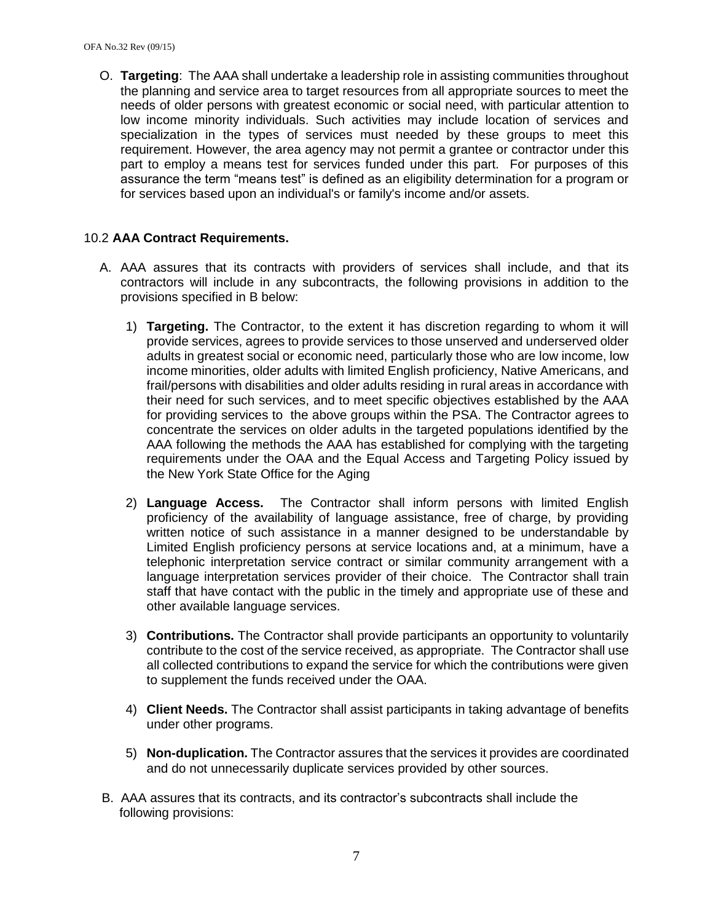O. **Targeting**: The AAA shall undertake a leadership role in assisting communities throughout the planning and service area to target resources from all appropriate sources to meet the needs of older persons with greatest economic or social need, with particular attention to low income minority individuals. Such activities may include location of services and specialization in the types of services must needed by these groups to meet this requirement. However, the area agency may not permit a grantee or contractor under this part to employ a means test for services funded under this part. For purposes of this assurance the term "means test" is defined as an eligibility determination for a program or for services based upon an individual's or family's income and/or assets.

10.2 **AAA Contract Requirements.**

A. AAA assures that its contracts with providers of services shall include, and that its contractors will include in any subcontracts, the following provisions in addition to the provisions specified in B below:

1) **Targeting.** The Contractor, to the extent it has discretion regarding to whom it will provide services, agrees to provide services to those unserved and underserved older adults in greatest social or economic need, particularly those who are low income, low income minorities, older adults with limited English proficiency, Native Americans, and frail/persons with disabilities and older adults residing in rural areas in accordance with their need for such services, and to meet specific objectives established by the AAA for providing services to the above groups within the PSA. The Contractor agrees to concentrate the services on older adults in the targeted populations identified by the AAA following the methods the AAA has established for complying with the targeting requirements under the OAA and the Equal Access and Targeting Policy issued by the New York State Office for the Aging

2) **Language Access.** The Contractor shall inform persons with limited English proficiency of the availability of language assistance, free of charge, by providing written notice of such assistance in a manner designed to be understandable by Limited English proficiency persons at service locations and, at a minimum, have a telephonic interpretation service contract or similar community arrangement with a language interpretation services provider of their choice. The Contractor shall train staff that have contact with the public in the timely and appropriate use of these and other available language services.

3) **Contributions.** The Contractor shall provide participants an opportunity to voluntarily contribute to the cost of the service received, as appropriate. The Contractor shall use all collected contributions to expand the service for which the contributions were given to supplement the funds received under the OAA.

4) **Client Needs.** The Contractor shall assist participants in taking advantage of benefits under other programs.

5) **Non-duplication.** The Contractor assures that the services it provides are coordinated and do not unnecessarily duplicate services provided by other sources.

B. AAA assures that its contracts, and its contractor's subcontracts shall include the following provisions: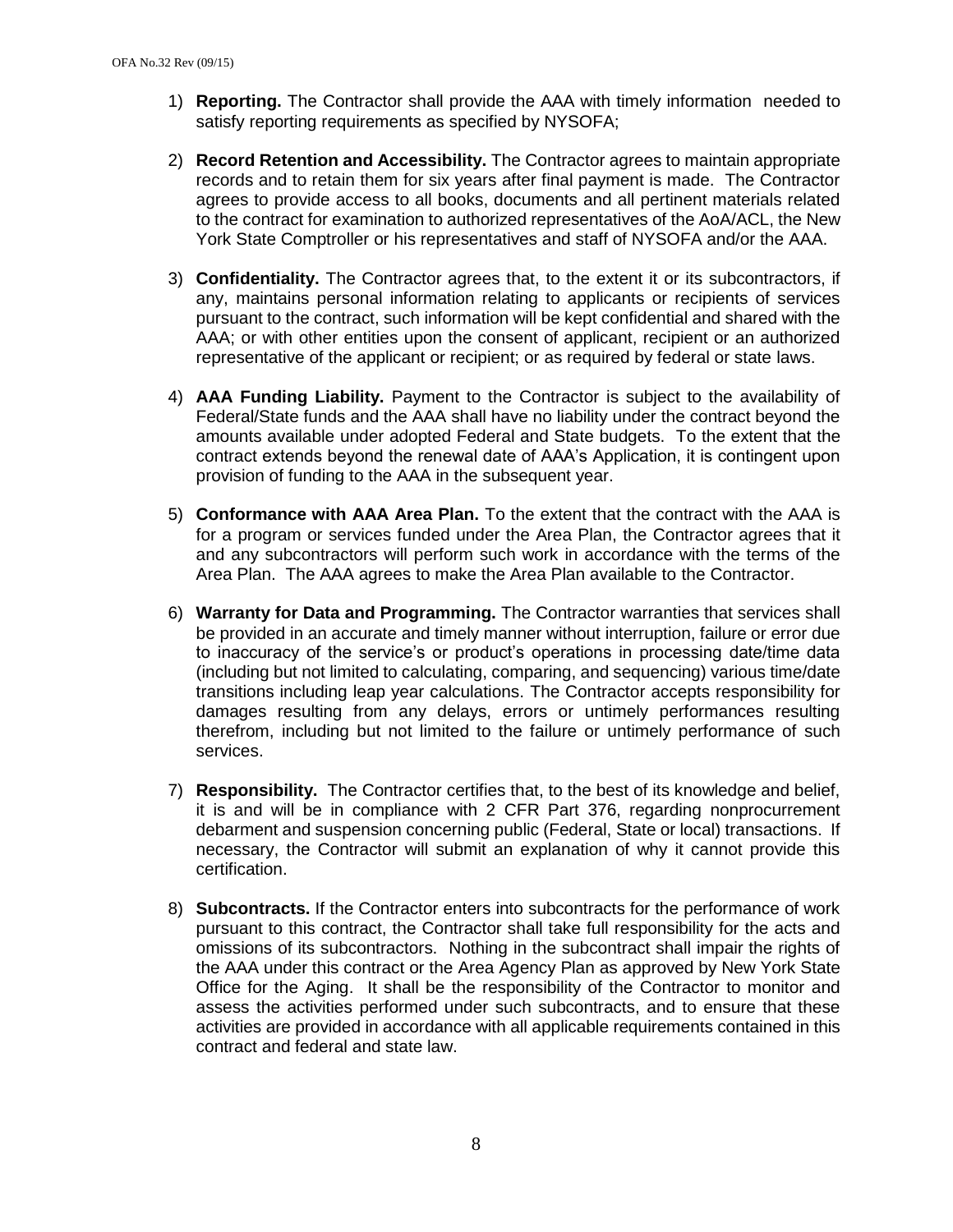1) **Reporting.** The Contractor shall provide the AAA with timely information needed to satisfy reporting requirements as specified by NYSOFA;

2) **Record Retention and Accessibility.** The Contractor agrees to maintain appropriate records and to retain them for six years after final payment is made. The Contractor agrees to provide access to all books, documents and all pertinent materials related to the contract for examination to authorized representatives of the AoA/ACL, the New York State Comptroller or his representatives and staff of NYSOFA and/or the AAA.

3) **Confidentiality.** The Contractor agrees that, to the extent it or its subcontractors, if any, maintains personal information relating to applicants or recipients of services pursuant to the contract, such information will be kept confidential and shared with the AAA; or with other entities upon the consent of applicant, recipient or an authorized representative of the applicant or recipient; or as required by federal or state laws.

4) **AAA Funding Liability.** Payment to the Contractor is subject to the availability of Federal/State funds and the AAA shall have no liability under the contract beyond the amounts available under adopted Federal and State budgets. To the extent that the contract extends beyond the renewal date of AAA's Application, it is contingent upon provision of funding to the AAA in the subsequent year.

5) **Conformance with AAA Area Plan.** To the extent that the contract with the AAA is for a program or services funded under the Area Plan, the Contractor agrees that it and any subcontractors will perform such work in accordance with the terms of the Area Plan. The AAA agrees to make the Area Plan available to the Contractor.

6) **Warranty for Data and Programming.** The Contractor warranties that services shall be provided in an accurate and timely manner without interruption, failure or error due to inaccuracy of the service's or product's operations in processing date/time data (including but not limited to calculating, comparing, and sequencing) various time/date transitions including leap year calculations. The Contractor accepts responsibility for damages resulting from any delays, errors or untimely performances resulting therefrom, including but not limited to the failure or untimely performance of such services.

7) **Responsibility.** The Contractor certifies that, to the best of its knowledge and belief, it is and will be in compliance with 2 CFR Part 376, regarding nonprocurrement debarment and suspension concerning public (Federal, State or local) transactions. If necessary, the Contractor will submit an explanation of why it cannot provide this certification.

8) **Subcontracts.** If the Contractor enters into subcontracts for the performance of work pursuant to this contract, the Contractor shall take full responsibility for the acts and omissions of its subcontractors. Nothing in the subcontract shall impair the rights of the AAA under this contract or the Area Agency Plan as approved by New York State Office for the Aging. It shall be the responsibility of the Contractor to monitor and assess the activities performed under such subcontracts, and to ensure that these activities are provided in accordance with all applicable requirements contained in this contract and federal and state law.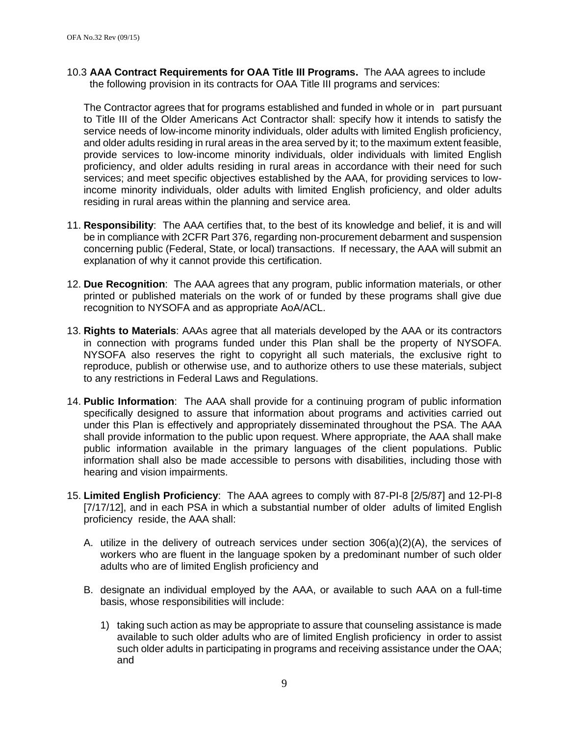10.3 **AAA Contract Requirements for OAA Title III Programs.** The AAA agrees to include the following provision in its contracts for OAA Title III programs and services:

The Contractor agrees that for programs established and funded in whole or in part pursuant to Title III of the Older Americans Act Contractor shall: specify how it intends to satisfy the service needs of low-income minority individuals, older adults with limited English proficiency, and older adults residing in rural areas in the area served by it; to the maximum extent feasible, provide services to low-income minority individuals, older individuals with limited English proficiency, and older adults residing in rural areas in accordance with their need for such services; and meet specific objectives established by the AAA, for providing services to low-income minority individuals, older adults with limited English proficiency, and older adults residing in rural areas within the planning and service area.

11. **Responsibility**: The AAA certifies that, to the best of its knowledge and belief, it is and will be in compliance with 2CFR Part 376, regarding non-procurement debarment and suspension concerning public (Federal, State, or local) transactions. If necessary, the AAA will submit an explanation of why it cannot provide this certification.

12. **Due Recognition**: The AAA agrees that any program, public information materials, or other printed or published materials on the work of or funded by these programs shall give due recognition to NYSOFA and as appropriate AoA/ACL.

13. **Rights to Materials**: AAAs agree that all materials developed by the AAA or its contractors in connection with programs funded under this Plan shall be the property of NYSOFA. NYSOFA also reserves the right to copyright all such materials, the exclusive right to reproduce, publish or otherwise use, and to authorize others to use these materials, subject to any restrictions in Federal Laws and Regulations.

14. **Public Information**: The AAA shall provide for a continuing program of public information specifically designed to assure that information about programs and activities carried out under this Plan is effectively and appropriately disseminated throughout the PSA. The AAA shall provide information to the public upon request. Where appropriate, the AAA shall make public information available in the primary languages of the client populations. Public information shall also be made accessible to persons with disabilities, including those with hearing and vision impairments.

15. **Limited English Proficiency**: The AAA agrees to comply with 87-PI-8 [2/5/87] and 12-PI-8 [7/17/12], and in each PSA in which a substantial number of older adults of limited English proficiency reside, the AAA shall:

    A. utilize in the delivery of outreach services under section 306(a)(2)(A), the services of workers who are fluent in the language spoken by a predominant number of such older adults who are of limited English proficiency and

    B. designate an individual employed by the AAA, or available to such AAA on a full-time basis, whose responsibilities will include:

        1) taking such action as may be appropriate to assure that counseling assistance is made available to such older adults who are of limited English proficiency in order to assist such older adults in participating in programs and receiving assistance under the OAA; and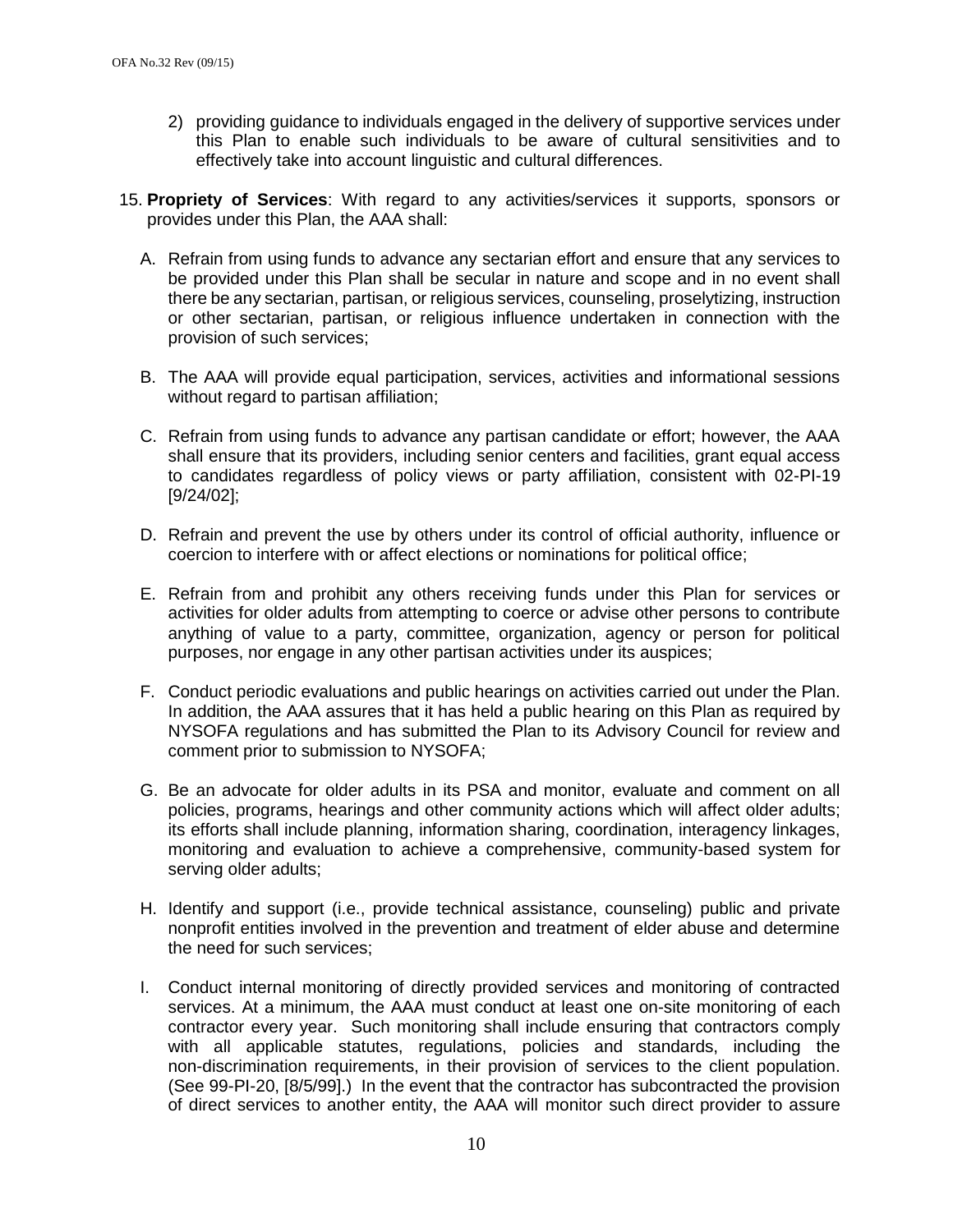2) providing guidance to individuals engaged in the delivery of supportive services under this Plan to enable such individuals to be aware of cultural sensitivities and to effectively take into account linguistic and cultural differences.

15. **Propriety of Services**: With regard to any activities/services it supports, sponsors or provides under this Plan, the AAA shall:

A. Refrain from using funds to advance any sectarian effort and ensure that any services to be provided under this Plan shall be secular in nature and scope and in no event shall there be any sectarian, partisan, or religious services, counseling, proselytizing, instruction or other sectarian, partisan, or religious influence undertaken in connection with the provision of such services;

B. The AAA will provide equal participation, services, activities and informational sessions without regard to partisan affiliation;

C. Refrain from using funds to advance any partisan candidate or effort; however, the AAA shall ensure that its providers, including senior centers and facilities, grant equal access to candidates regardless of policy views or party affiliation, consistent with 02-PI-19 [9/24/02];

D. Refrain and prevent the use by others under its control of official authority, influence or coercion to interfere with or affect elections or nominations for political office;

E. Refrain from and prohibit any others receiving funds under this Plan for services or activities for older adults from attempting to coerce or advise other persons to contribute anything of value to a party, committee, organization, agency or person for political purposes, nor engage in any other partisan activities under its auspices;

F. Conduct periodic evaluations and public hearings on activities carried out under the Plan. In addition, the AAA assures that it has held a public hearing on this Plan as required by NYSOFA regulations and has submitted the Plan to its Advisory Council for review and comment prior to submission to NYSOFA;

G. Be an advocate for older adults in its PSA and monitor, evaluate and comment on all policies, programs, hearings and other community actions which will affect older adults; its efforts shall include planning, information sharing, coordination, interagency linkages, monitoring and evaluation to achieve a comprehensive, community-based system for serving older adults;

H. Identify and support (i.e., provide technical assistance, counseling) public and private nonprofit entities involved in the prevention and treatment of elder abuse and determine the need for such services;

I. Conduct internal monitoring of directly provided services and monitoring of contracted services. At a minimum, the AAA must conduct at least one on-site monitoring of each contractor every year. Such monitoring shall include ensuring that contractors comply with all applicable statutes, regulations, policies and standards, including the non-discrimination requirements, in their provision of services to the client population. (See 99-PI-20, [8/5/99].) In the event that the contractor has subcontracted the provision of direct services to another entity, the AAA will monitor such direct provider to assure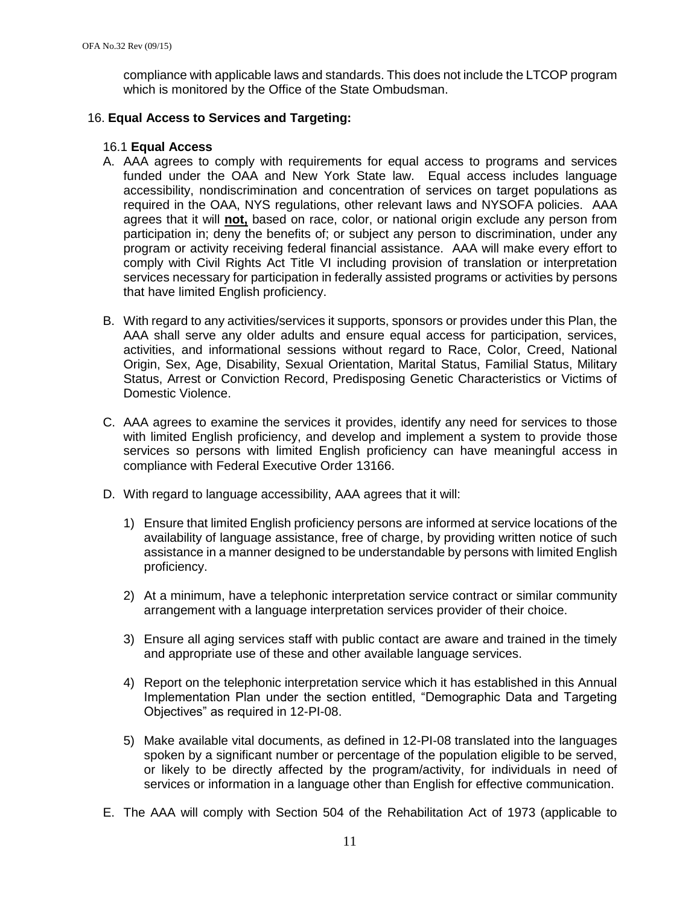compliance with applicable laws and standards. This does not include the LTCOP program which is monitored by the Office of the State Ombudsman.

16. **Equal Access to Services and Targeting:**

16.1 **Equal Access**

A. AAA agrees to comply with requirements for equal access to programs and services funded under the OAA and New York State law. Equal access includes language accessibility, nondiscrimination and concentration of services on target populations as required in the OAA, NYS regulations, other relevant laws and NYSOFA policies. AAA agrees that it will **not,** based on race, color, or national origin exclude any person from participation in; deny the benefits of; or subject any person to discrimination, under any program or activity receiving federal financial assistance. AAA will make every effort to comply with Civil Rights Act Title VI including provision of translation or interpretation services necessary for participation in federally assisted programs or activities by persons that have limited English proficiency.

B. With regard to any activities/services it supports, sponsors or provides under this Plan, the AAA shall serve any older adults and ensure equal access for participation, services, activities, and informational sessions without regard to Race, Color, Creed, National Origin, Sex, Age, Disability, Sexual Orientation, Marital Status, Familial Status, Military Status, Arrest or Conviction Record, Predisposing Genetic Characteristics or Victims of Domestic Violence.

C. AAA agrees to examine the services it provides, identify any need for services to those with limited English proficiency, and develop and implement a system to provide those services so persons with limited English proficiency can have meaningful access in compliance with Federal Executive Order 13166.

D. With regard to language accessibility, AAA agrees that it will:

   1) Ensure that limited English proficiency persons are informed at service locations of the availability of language assistance, free of charge, by providing written notice of such assistance in a manner designed to be understandable by persons with limited English proficiency.

   2) At a minimum, have a telephonic interpretation service contract or similar community arrangement with a language interpretation services provider of their choice.

   3) Ensure all aging services staff with public contact are aware and trained in the timely and appropriate use of these and other available language services.

   4) Report on the telephonic interpretation service which it has established in this Annual Implementation Plan under the section entitled, "Demographic Data and Targeting Objectives" as required in 12-PI-08.

   5) Make available vital documents, as defined in 12-PI-08 translated into the languages spoken by a significant number or percentage of the population eligible to be served, or likely to be directly affected by the program/activity, for individuals in need of services or information in a language other than English for effective communication.

E. The AAA will comply with Section 504 of the Rehabilitation Act of 1973 (applicable to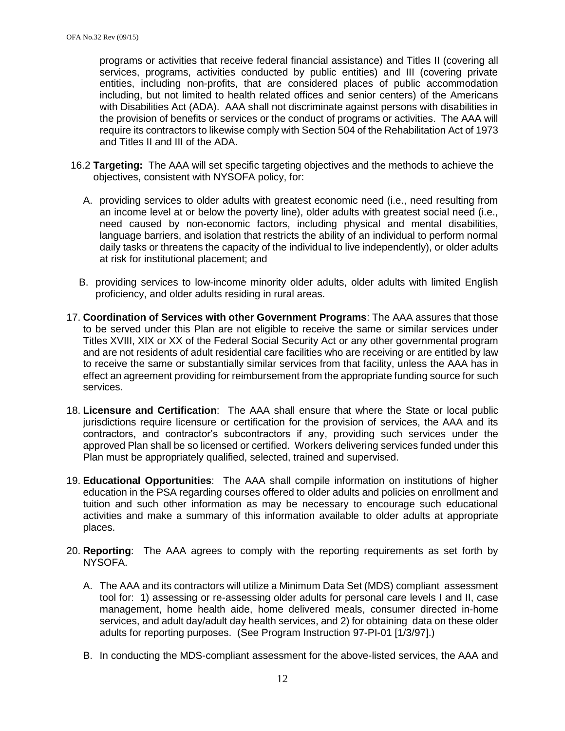programs or activities that receive federal financial assistance) and Titles II (covering all services, programs, activities conducted by public entities) and III (covering private entities, including non-profits, that are considered places of public accommodation including, but not limited to health related offices and senior centers) of the Americans with Disabilities Act (ADA). AAA shall not discriminate against persons with disabilities in the provision of benefits or services or the conduct of programs or activities. The AAA will require its contractors to likewise comply with Section 504 of the Rehabilitation Act of 1973 and Titles II and III of the ADA.

16.2 **Targeting:** The AAA will set specific targeting objectives and the methods to achieve the objectives, consistent with NYSOFA policy, for:

A. providing services to older adults with greatest economic need (i.e., need resulting from an income level at or below the poverty line), older adults with greatest social need (i.e., need caused by non-economic factors, including physical and mental disabilities, language barriers, and isolation that restricts the ability of an individual to perform normal daily tasks or threatens the capacity of the individual to live independently), or older adults at risk for institutional placement; and

B. providing services to low-income minority older adults, older adults with limited English proficiency, and older adults residing in rural areas.

17. **Coordination of Services with other Government Programs**: The AAA assures that those to be served under this Plan are not eligible to receive the same or similar services under Titles XVIII, XIX or XX of the Federal Social Security Act or any other governmental program and are not residents of adult residential care facilities who are receiving or are entitled by law to receive the same or substantially similar services from that facility, unless the AAA has in effect an agreement providing for reimbursement from the appropriate funding source for such services.

18. **Licensure and Certification**: The AAA shall ensure that where the State or local public jurisdictions require licensure or certification for the provision of services, the AAA and its contractors, and contractor's subcontractors if any, providing such services under the approved Plan shall be so licensed or certified. Workers delivering services funded under this Plan must be appropriately qualified, selected, trained and supervised.

19. **Educational Opportunities**: The AAA shall compile information on institutions of higher education in the PSA regarding courses offered to older adults and policies on enrollment and tuition and such other information as may be necessary to encourage such educational activities and make a summary of this information available to older adults at appropriate places.

20. **Reporting**: The AAA agrees to comply with the reporting requirements as set forth by NYSOFA.

A. The AAA and its contractors will utilize a Minimum Data Set (MDS) compliant assessment tool for: 1) assessing or re-assessing older adults for personal care levels I and II, case management, home health aide, home delivered meals, consumer directed in-home services, and adult day/adult day health services, and 2) for obtaining data on these older adults for reporting purposes. (See Program Instruction 97-PI-01 [1/3/97].)

B. In conducting the MDS-compliant assessment for the above-listed services, the AAA and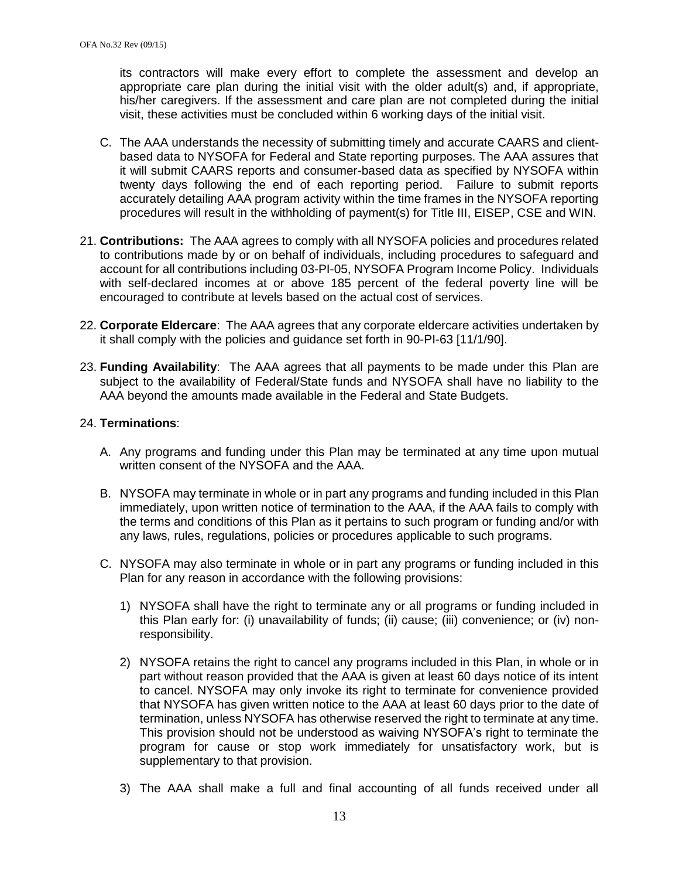its contractors will make every effort to complete the assessment and develop an appropriate care plan during the initial visit with the older adult(s) and, if appropriate, his/her caregivers. If the assessment and care plan are not completed during the initial visit, these activities must be concluded within 6 working days of the initial visit.

C. The AAA understands the necessity of submitting timely and accurate CAARS and client-based data to NYSOFA for Federal and State reporting purposes. The AAA assures that it will submit CAARS reports and consumer-based data as specified by NYSOFA within twenty days following the end of each reporting period. Failure to submit reports accurately detailing AAA program activity within the time frames in the NYSOFA reporting procedures will result in the withholding of payment(s) for Title III, EISEP, CSE and WIN.

21. **Contributions:** The AAA agrees to comply with all NYSOFA policies and procedures related to contributions made by or on behalf of individuals, including procedures to safeguard and account for all contributions including 03-PI-05, NYSOFA Program Income Policy. Individuals with self-declared incomes at or above 185 percent of the federal poverty line will be encouraged to contribute at levels based on the actual cost of services.

22. **Corporate Eldercare**: The AAA agrees that any corporate eldercare activities undertaken by it shall comply with the policies and guidance set forth in 90-PI-63 [11/1/90].

23. **Funding Availability**: The AAA agrees that all payments to be made under this Plan are subject to the availability of Federal/State funds and NYSOFA shall have no liability to the AAA beyond the amounts made available in the Federal and State Budgets.

24. **Terminations**:

A. Any programs and funding under this Plan may be terminated at any time upon mutual written consent of the NYSOFA and the AAA.

B. NYSOFA may terminate in whole or in part any programs and funding included in this Plan immediately, upon written notice of termination to the AAA, if the AAA fails to comply with the terms and conditions of this Plan as it pertains to such program or funding and/or with any laws, rules, regulations, policies or procedures applicable to such programs.

C. NYSOFA may also terminate in whole or in part any programs or funding included in this Plan for any reason in accordance with the following provisions:

1) NYSOFA shall have the right to terminate any or all programs or funding included in this Plan early for: (i) unavailability of funds; (ii) cause; (iii) convenience; or (iv) non-responsibility.

2) NYSOFA retains the right to cancel any programs included in this Plan, in whole or in part without reason provided that the AAA is given at least 60 days notice of its intent to cancel. NYSOFA may only invoke its right to terminate for convenience provided that NYSOFA has given written notice to the AAA at least 60 days prior to the date of termination, unless NYSOFA has otherwise reserved the right to terminate at any time. This provision should not be understood as waiving NYSOFA's right to terminate the program for cause or stop work immediately for unsatisfactory work, but is supplementary to that provision.

3) The AAA shall make a full and final accounting of all funds received under all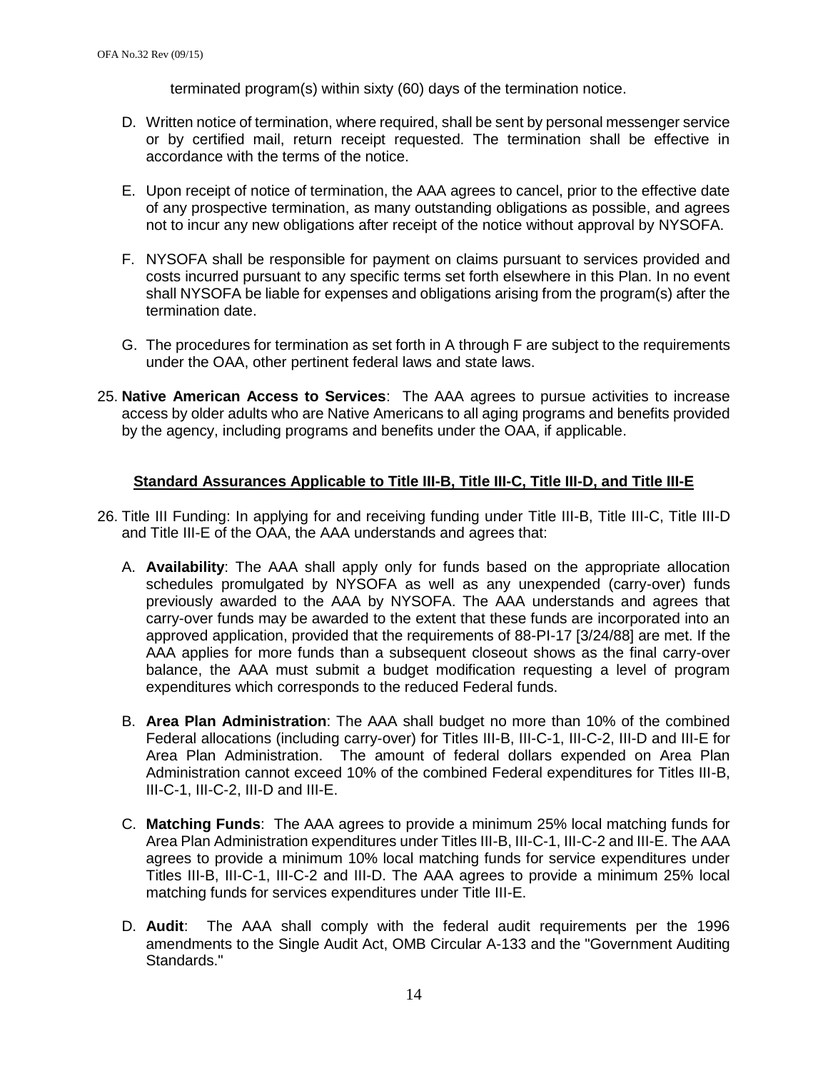terminated program(s) within sixty (60) days of the termination notice.

D. Written notice of termination, where required, shall be sent by personal messenger service or by certified mail, return receipt requested. The termination shall be effective in accordance with the terms of the notice.

E. Upon receipt of notice of termination, the AAA agrees to cancel, prior to the effective date of any prospective termination, as many outstanding obligations as possible, and agrees not to incur any new obligations after receipt of the notice without approval by NYSOFA.

F. NYSOFA shall be responsible for payment on claims pursuant to services provided and costs incurred pursuant to any specific terms set forth elsewhere in this Plan. In no event shall NYSOFA be liable for expenses and obligations arising from the program(s) after the termination date.

G. The procedures for termination as set forth in A through F are subject to the requirements under the OAA, other pertinent federal laws and state laws.

25. **Native American Access to Services**: The AAA agrees to pursue activities to increase access by older adults who are Native Americans to all aging programs and benefits provided by the agency, including programs and benefits under the OAA, if applicable.

## Standard Assurances Applicable to Title III-B, Title III-C, Title III-D, and Title III-E

26. Title III Funding: In applying for and receiving funding under Title III-B, Title III-C, Title III-D and Title III-E of the OAA, the AAA understands and agrees that:

    A. **Availability**: The AAA shall apply only for funds based on the appropriate allocation schedules promulgated by NYSOFA as well as any unexpended (carry-over) funds previously awarded to the AAA by NYSOFA. The AAA understands and agrees that carry-over funds may be awarded to the extent that these funds are incorporated into an approved application, provided that the requirements of 88-PI-17 [3/24/88] are met. If the AAA applies for more funds than a subsequent closeout shows as the final carry-over balance, the AAA must submit a budget modification requesting a level of program expenditures which corresponds to the reduced Federal funds.

    B. **Area Plan Administration**: The AAA shall budget no more than 10% of the combined Federal allocations (including carry-over) for Titles III-B, III-C-1, III-C-2, III-D and III-E for Area Plan Administration. The amount of federal dollars expended on Area Plan Administration cannot exceed 10% of the combined Federal expenditures for Titles III-B, III-C-1, III-C-2, III-D and III-E.

    C. **Matching Funds**: The AAA agrees to provide a minimum 25% local matching funds for Area Plan Administration expenditures under Titles III-B, III-C-1, III-C-2 and III-E. The AAA agrees to provide a minimum 10% local matching funds for service expenditures under Titles III-B, III-C-1, III-C-2 and III-D. The AAA agrees to provide a minimum 25% local matching funds for services expenditures under Title III-E.

    D. **Audit**: The AAA shall comply with the federal audit requirements per the 1996 amendments to the Single Audit Act, OMB Circular A-133 and the "Government Auditing Standards."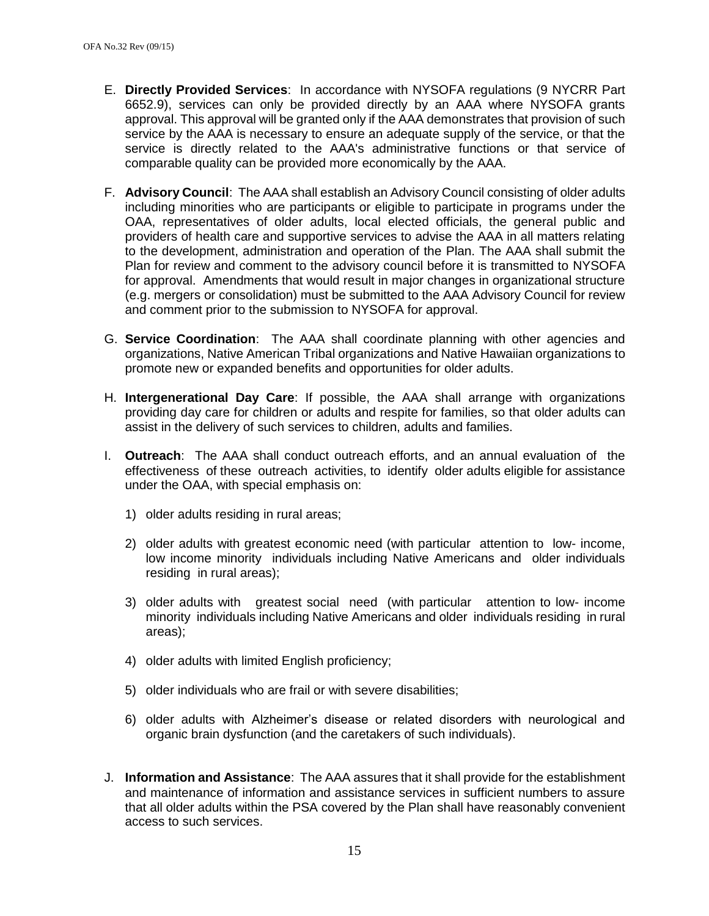E. **Directly Provided Services**: In accordance with NYSOFA regulations (9 NYCRR Part 6652.9), services can only be provided directly by an AAA where NYSOFA grants approval. This approval will be granted only if the AAA demonstrates that provision of such service by the AAA is necessary to ensure an adequate supply of the service, or that the service is directly related to the AAA's administrative functions or that service of comparable quality can be provided more economically by the AAA.

F. **Advisory Council**: The AAA shall establish an Advisory Council consisting of older adults including minorities who are participants or eligible to participate in programs under the OAA, representatives of older adults, local elected officials, the general public and providers of health care and supportive services to advise the AAA in all matters relating to the development, administration and operation of the Plan. The AAA shall submit the Plan for review and comment to the advisory council before it is transmitted to NYSOFA for approval. Amendments that would result in major changes in organizational structure (e.g. mergers or consolidation) must be submitted to the AAA Advisory Council for review and comment prior to the submission to NYSOFA for approval.

G. **Service Coordination**: The AAA shall coordinate planning with other agencies and organizations, Native American Tribal organizations and Native Hawaiian organizations to promote new or expanded benefits and opportunities for older adults.

H. **Intergenerational Day Care**: If possible, the AAA shall arrange with organizations providing day care for children or adults and respite for families, so that older adults can assist in the delivery of such services to children, adults and families.

I. **Outreach**: The AAA shall conduct outreach efforts, and an annual evaluation of the effectiveness of these outreach activities, to identify older adults eligible for assistance under the OAA, with special emphasis on:

   1) older adults residing in rural areas;

   2) older adults with greatest economic need (with particular attention to low- income, low income minority individuals including Native Americans and older individuals residing in rural areas);

   3) older adults with greatest social need (with particular attention to low- income minority individuals including Native Americans and older individuals residing in rural areas);

   4) older adults with limited English proficiency;

   5) older individuals who are frail or with severe disabilities;

   6) older adults with Alzheimer's disease or related disorders with neurological and organic brain dysfunction (and the caretakers of such individuals).

J. **Information and Assistance**: The AAA assures that it shall provide for the establishment and maintenance of information and assistance services in sufficient numbers to assure that all older adults within the PSA covered by the Plan shall have reasonably convenient access to such services.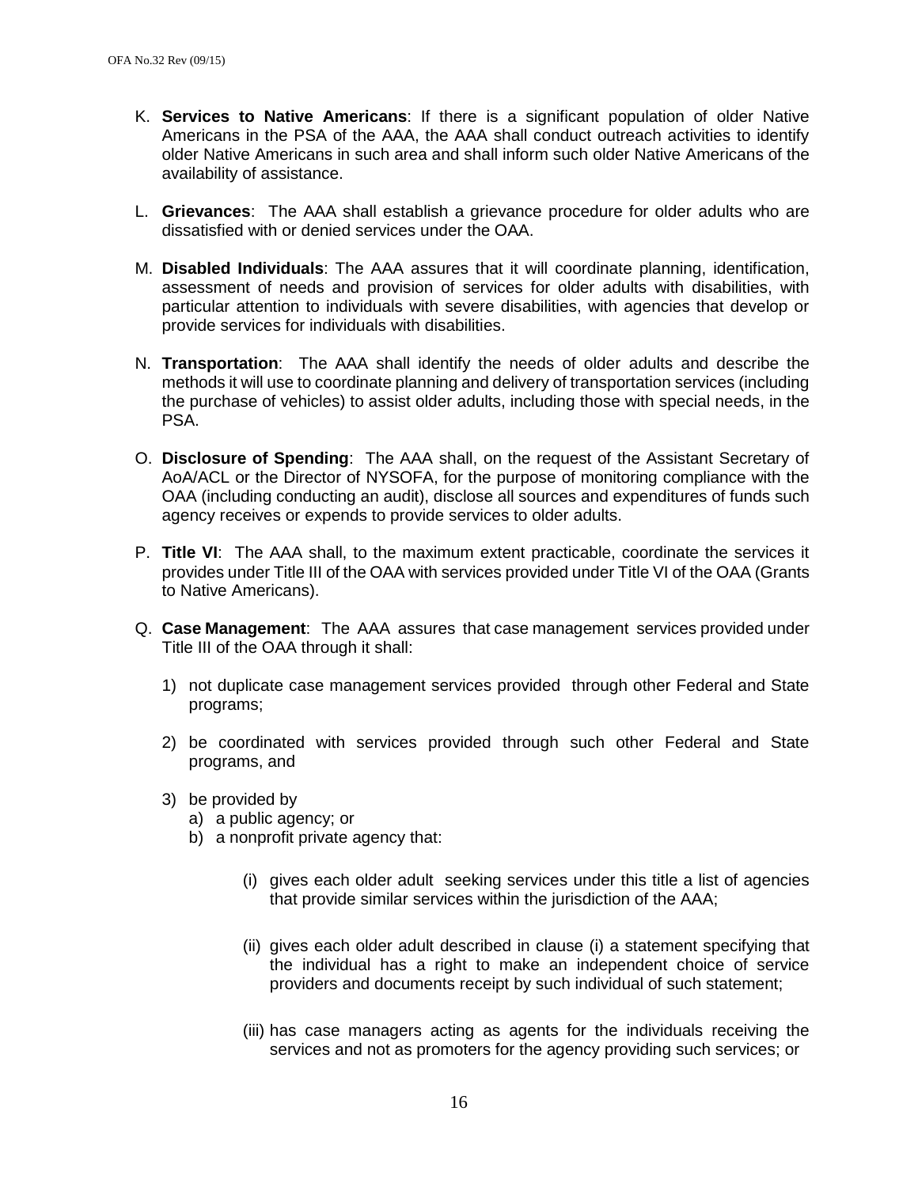K. **Services to Native Americans**: If there is a significant population of older Native Americans in the PSA of the AAA, the AAA shall conduct outreach activities to identify older Native Americans in such area and shall inform such older Native Americans of the availability of assistance.

L. **Grievances**: The AAA shall establish a grievance procedure for older adults who are dissatisfied with or denied services under the OAA.

M. **Disabled Individuals**: The AAA assures that it will coordinate planning, identification, assessment of needs and provision of services for older adults with disabilities, with particular attention to individuals with severe disabilities, with agencies that develop or provide services for individuals with disabilities.

N. **Transportation**: The AAA shall identify the needs of older adults and describe the methods it will use to coordinate planning and delivery of transportation services (including the purchase of vehicles) to assist older adults, including those with special needs, in the PSA.

O. **Disclosure of Spending**: The AAA shall, on the request of the Assistant Secretary of AoA/ACL or the Director of NYSOFA, for the purpose of monitoring compliance with the OAA (including conducting an audit), disclose all sources and expenditures of funds such agency receives or expends to provide services to older adults.

P. **Title VI**: The AAA shall, to the maximum extent practicable, coordinate the services it provides under Title III of the OAA with services provided under Title VI of the OAA (Grants to Native Americans).

Q. **Case Management**: The AAA assures that case management services provided under Title III of the OAA through it shall:

   1) not duplicate case management services provided through other Federal and State programs;

   2) be coordinated with services provided through such other Federal and State programs, and

   3) be provided by
      a) a public agency; or
      b) a nonprofit private agency that:

         (i) gives each older adult seeking services under this title a list of agencies that provide similar services within the jurisdiction of the AAA;

         (ii) gives each older adult described in clause (i) a statement specifying that the individual has a right to make an independent choice of service providers and documents receipt by such individual of such statement;

         (iii) has case managers acting as agents for the individuals receiving the services and not as promoters for the agency providing such services; or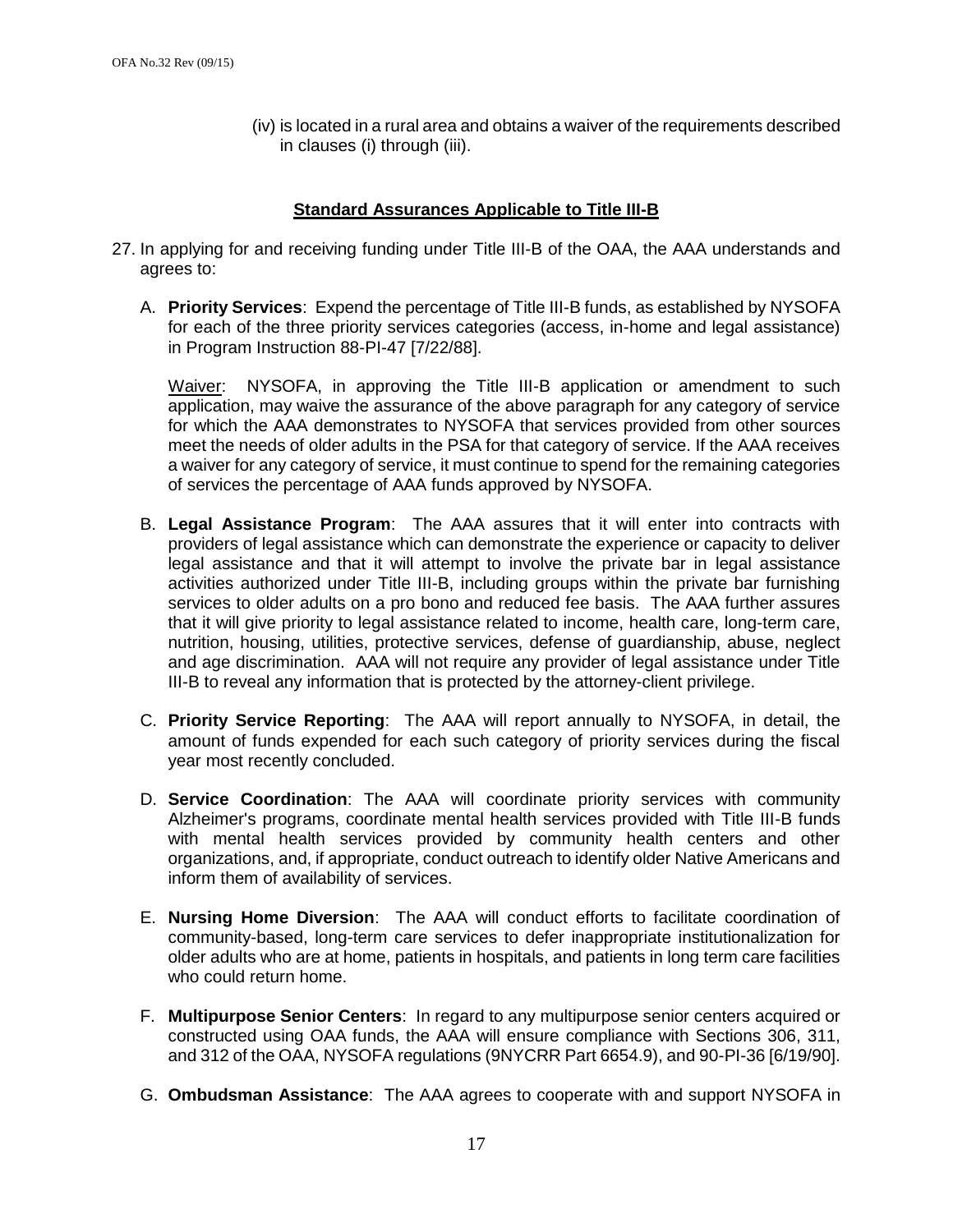(iv) is located in a rural area and obtains a waiver of the requirements described in clauses (i) through (iii).

## **Standard Assurances Applicable to Title III-B**

27. In applying for and receiving funding under Title III-B of the OAA, the AAA understands and agrees to:

   A. **Priority Services**: Expend the percentage of Title III-B funds, as established by NYSOFA for each of the three priority services categories (access, in-home and legal assistance) in Program Instruction 88-PI-47 [7/22/88].

   Waiver: NYSOFA, in approving the Title III-B application or amendment to such application, may waive the assurance of the above paragraph for any category of service for which the AAA demonstrates to NYSOFA that services provided from other sources meet the needs of older adults in the PSA for that category of service. If the AAA receives a waiver for any category of service, it must continue to spend for the remaining categories of services the percentage of AAA funds approved by NYSOFA.

   B. **Legal Assistance Program**: The AAA assures that it will enter into contracts with providers of legal assistance which can demonstrate the experience or capacity to deliver legal assistance and that it will attempt to involve the private bar in legal assistance activities authorized under Title III-B, including groups within the private bar furnishing services to older adults on a pro bono and reduced fee basis. The AAA further assures that it will give priority to legal assistance related to income, health care, long-term care, nutrition, housing, utilities, protective services, defense of guardianship, abuse, neglect and age discrimination. AAA will not require any provider of legal assistance under Title III-B to reveal any information that is protected by the attorney-client privilege.

   C. **Priority Service Reporting**: The AAA will report annually to NYSOFA, in detail, the amount of funds expended for each such category of priority services during the fiscal year most recently concluded.

   D. **Service Coordination**: The AAA will coordinate priority services with community Alzheimer's programs, coordinate mental health services provided with Title III-B funds with mental health services provided by community health centers and other organizations, and, if appropriate, conduct outreach to identify older Native Americans and inform them of availability of services.

   E. **Nursing Home Diversion**: The AAA will conduct efforts to facilitate coordination of community-based, long-term care services to defer inappropriate institutionalization for older adults who are at home, patients in hospitals, and patients in long term care facilities who could return home.

   F. **Multipurpose Senior Centers**: In regard to any multipurpose senior centers acquired or constructed using OAA funds, the AAA will ensure compliance with Sections 306, 311, and 312 of the OAA, NYSOFA regulations (9NYCRR Part 6654.9), and 90-PI-36 [6/19/90].

   G. **Ombudsman Assistance**: The AAA agrees to cooperate with and support NYSOFA in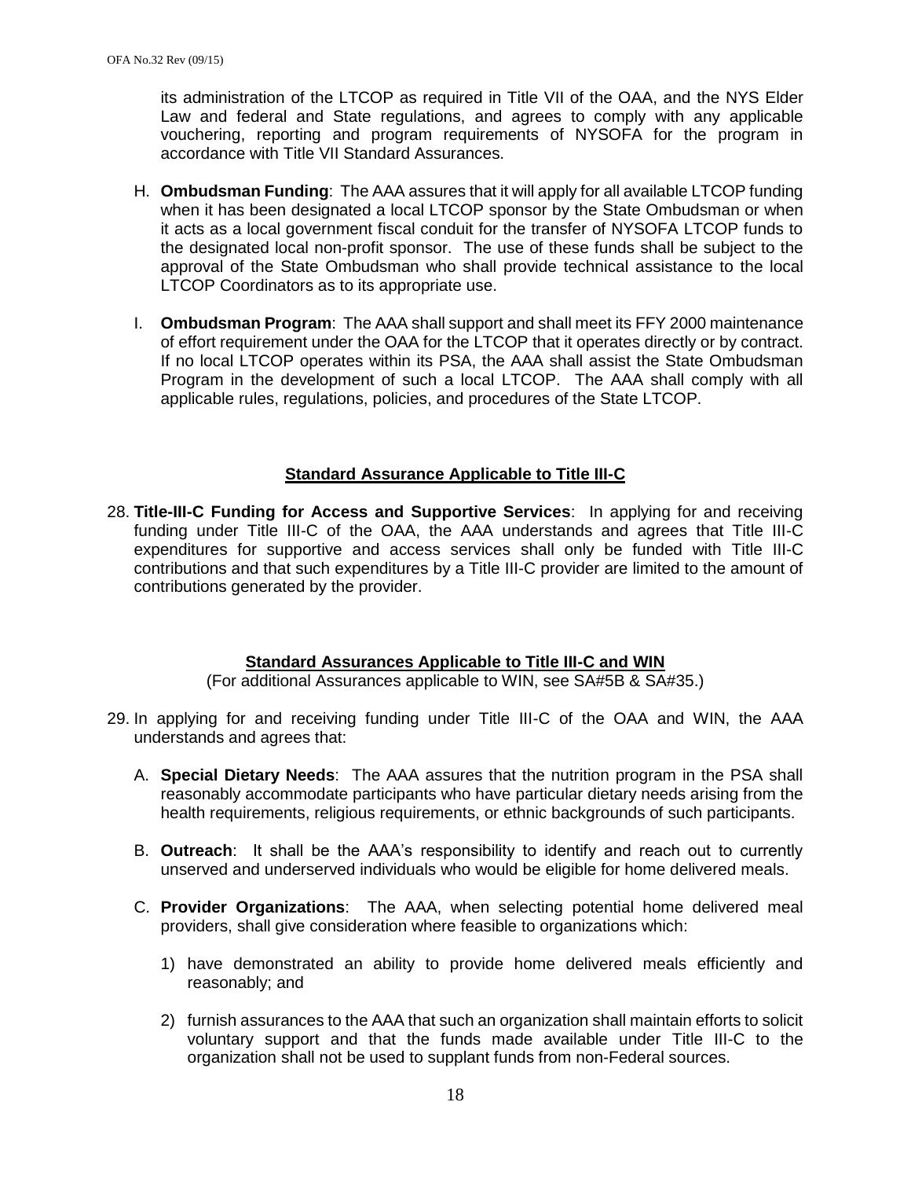its administration of the LTCOP as required in Title VII of the OAA, and the NYS Elder Law and federal and State regulations, and agrees to comply with any applicable vouchering, reporting and program requirements of NYSOFA for the program in accordance with Title VII Standard Assurances.

H. **Ombudsman Funding**: The AAA assures that it will apply for all available LTCOP funding when it has been designated a local LTCOP sponsor by the State Ombudsman or when it acts as a local government fiscal conduit for the transfer of NYSOFA LTCOP funds to the designated local non-profit sponsor. The use of these funds shall be subject to the approval of the State Ombudsman who shall provide technical assistance to the local LTCOP Coordinators as to its appropriate use.

I. **Ombudsman Program**: The AAA shall support and shall meet its FFY 2000 maintenance of effort requirement under the OAA for the LTCOP that it operates directly or by contract. If no local LTCOP operates within its PSA, the AAA shall assist the State Ombudsman Program in the development of such a local LTCOP. The AAA shall comply with all applicable rules, regulations, policies, and procedures of the State LTCOP.

## Standard Assurance Applicable to Title III-C

28. **Title-III-C Funding for Access and Supportive Services**: In applying for and receiving funding under Title III-C of the OAA, the AAA understands and agrees that Title III-C expenditures for supportive and access services shall only be funded with Title III-C contributions and that such expenditures by a Title III-C provider are limited to the amount of contributions generated by the provider.

## Standard Assurances Applicable to Title III-C and WIN

(For additional Assurances applicable to WIN, see SA#5B & SA#35.)

29. In applying for and receiving funding under Title III-C of the OAA and WIN, the AAA understands and agrees that:

   A. **Special Dietary Needs**: The AAA assures that the nutrition program in the PSA shall reasonably accommodate participants who have particular dietary needs arising from the health requirements, religious requirements, or ethnic backgrounds of such participants.

   B. **Outreach**: It shall be the AAA's responsibility to identify and reach out to currently unserved and underserved individuals who would be eligible for home delivered meals.

   C. **Provider Organizations**: The AAA, when selecting potential home delivered meal providers, shall give consideration where feasible to organizations which:

      1) have demonstrated an ability to provide home delivered meals efficiently and reasonably; and

      2) furnish assurances to the AAA that such an organization shall maintain efforts to solicit voluntary support and that the funds made available under Title III-C to the organization shall not be used to supplant funds from non-Federal sources.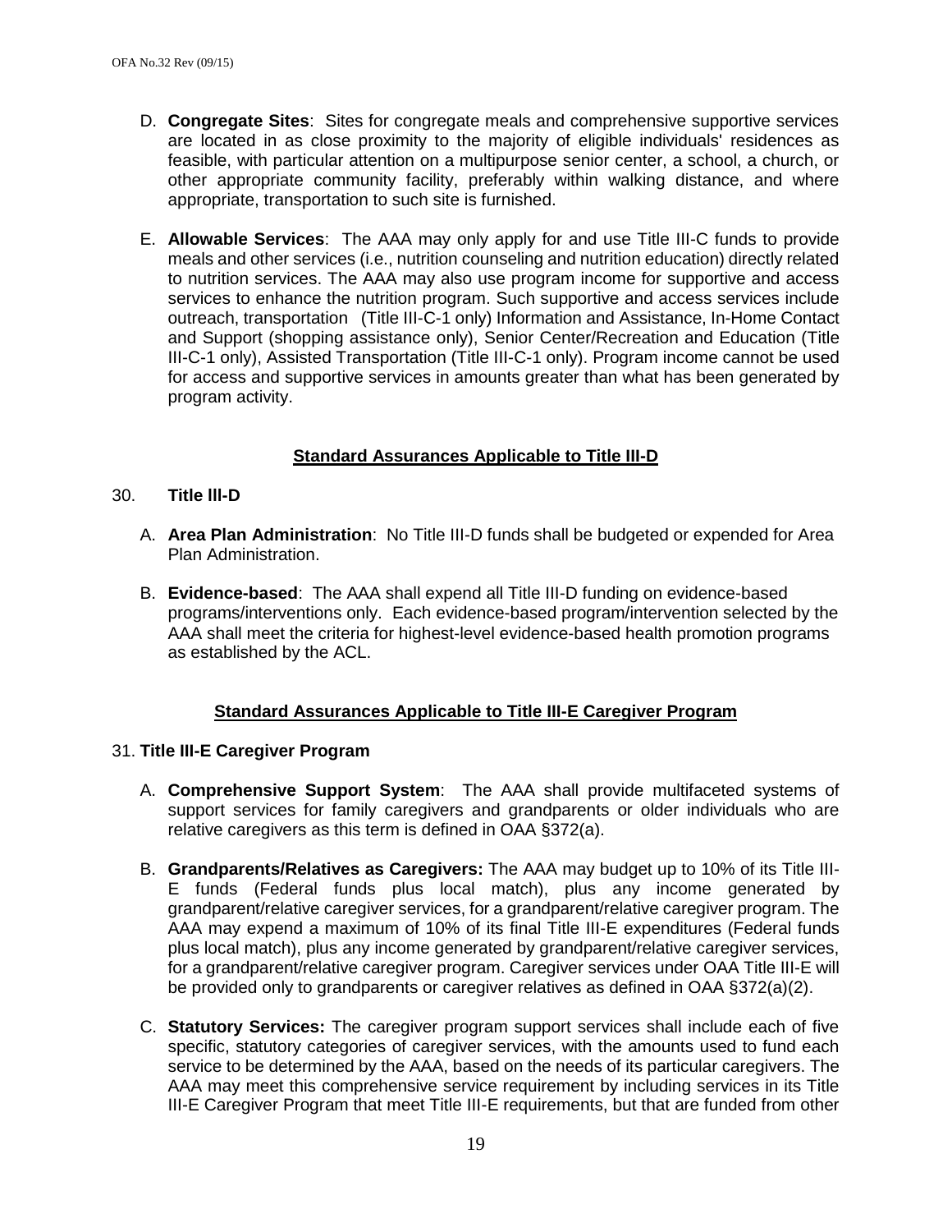D. **Congregate Sites**: Sites for congregate meals and comprehensive supportive services are located in as close proximity to the majority of eligible individuals' residences as feasible, with particular attention on a multipurpose senior center, a school, a church, or other appropriate community facility, preferably within walking distance, and where appropriate, transportation to such site is furnished.

E. **Allowable Services**: The AAA may only apply for and use Title III-C funds to provide meals and other services (i.e., nutrition counseling and nutrition education) directly related to nutrition services. The AAA may also use program income for supportive and access services to enhance the nutrition program. Such supportive and access services include outreach, transportation (Title III-C-1 only) Information and Assistance, In-Home Contact and Support (shopping assistance only), Senior Center/Recreation and Education (Title III-C-1 only), Assisted Transportation (Title III-C-1 only). Program income cannot be used for access and supportive services in amounts greater than what has been generated by program activity.

## Standard Assurances Applicable to Title III-D

30. **Title lll-D**

A. **Area Plan Administration**: No Title III-D funds shall be budgeted or expended for Area Plan Administration.

B. **Evidence-based**: The AAA shall expend all Title III-D funding on evidence-based programs/interventions only. Each evidence-based program/intervention selected by the AAA shall meet the criteria for highest-level evidence-based health promotion programs as established by the ACL.

## Standard Assurances Applicable to Title III-E Caregiver Program

31. **Title III-E Caregiver Program**

A. **Comprehensive Support System**: The AAA shall provide multifaceted systems of support services for family caregivers and grandparents or older individuals who are relative caregivers as this term is defined in OAA §372(a).

B. **Grandparents/Relatives as Caregivers:** The AAA may budget up to 10% of its Title III-E funds (Federal funds plus local match), plus any income generated by grandparent/relative caregiver services, for a grandparent/relative caregiver program. The AAA may expend a maximum of 10% of its final Title III-E expenditures (Federal funds plus local match), plus any income generated by grandparent/relative caregiver services, for a grandparent/relative caregiver program. Caregiver services under OAA Title III-E will be provided only to grandparents or caregiver relatives as defined in OAA §372(a)(2).

C. **Statutory Services:** The caregiver program support services shall include each of five specific, statutory categories of caregiver services, with the amounts used to fund each service to be determined by the AAA, based on the needs of its particular caregivers. The AAA may meet this comprehensive service requirement by including services in its Title III-E Caregiver Program that meet Title III-E requirements, but that are funded from other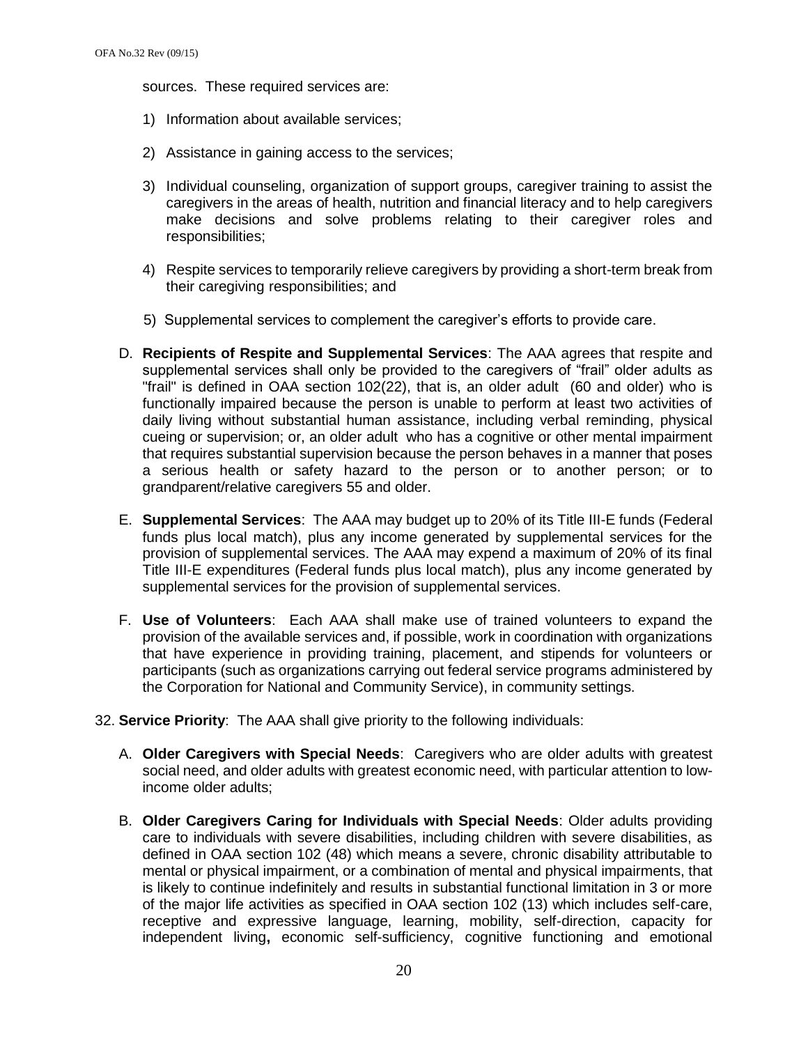sources. These required services are:

1) Information about available services;

2) Assistance in gaining access to the services;

3) Individual counseling, organization of support groups, caregiver training to assist the caregivers in the areas of health, nutrition and financial literacy and to help caregivers make decisions and solve problems relating to their caregiver roles and responsibilities;

4) Respite services to temporarily relieve caregivers by providing a short-term break from their caregiving responsibilities; and

5) Supplemental services to complement the caregiver's efforts to provide care.

D. **Recipients of Respite and Supplemental Services**: The AAA agrees that respite and supplemental services shall only be provided to the caregivers of "frail" older adults as "frail" is defined in OAA section 102(22), that is, an older adult (60 and older) who is functionally impaired because the person is unable to perform at least two activities of daily living without substantial human assistance, including verbal reminding, physical cueing or supervision; or, an older adult who has a cognitive or other mental impairment that requires substantial supervision because the person behaves in a manner that poses a serious health or safety hazard to the person or to another person; or to grandparent/relative caregivers 55 and older.

E. **Supplemental Services**: The AAA may budget up to 20% of its Title III-E funds (Federal funds plus local match), plus any income generated by supplemental services for the provision of supplemental services. The AAA may expend a maximum of 20% of its final Title III-E expenditures (Federal funds plus local match), plus any income generated by supplemental services for the provision of supplemental services.

F. **Use of Volunteers**: Each AAA shall make use of trained volunteers to expand the provision of the available services and, if possible, work in coordination with organizations that have experience in providing training, placement, and stipends for volunteers or participants (such as organizations carrying out federal service programs administered by the Corporation for National and Community Service), in community settings.

32. **Service Priority**: The AAA shall give priority to the following individuals:

A. **Older Caregivers with Special Needs**: Caregivers who are older adults with greatest social need, and older adults with greatest economic need, with particular attention to low-income older adults;

B. **Older Caregivers Caring for Individuals with Special Needs**: Older adults providing care to individuals with severe disabilities, including children with severe disabilities, as defined in OAA section 102 (48) which means a severe, chronic disability attributable to mental or physical impairment, or a combination of mental and physical impairments, that is likely to continue indefinitely and results in substantial functional limitation in 3 or more of the major life activities as specified in OAA section 102 (13) which includes self-care, receptive and expressive language, learning, mobility, self-direction, capacity for independent living**,** economic self-sufficiency, cognitive functioning and emotional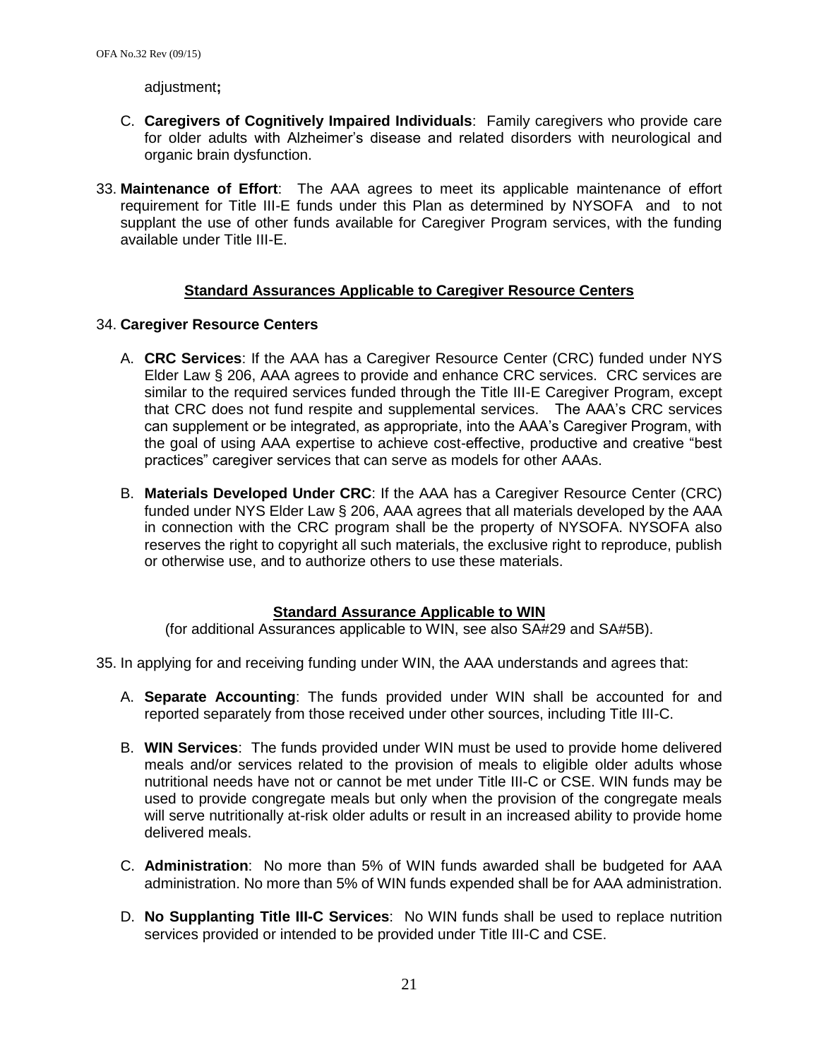adjustment**;**

C. **Caregivers of Cognitively Impaired Individuals**: Family caregivers who provide care for older adults with Alzheimer's disease and related disorders with neurological and organic brain dysfunction.

33. **Maintenance of Effort**: The AAA agrees to meet its applicable maintenance of effort requirement for Title III-E funds under this Plan as determined by NYSOFA and to not supplant the use of other funds available for Caregiver Program services, with the funding available under Title III-E.

## Standard Assurances Applicable to Caregiver Resource Centers

34. **Caregiver Resource Centers**

A. **CRC Services**: If the AAA has a Caregiver Resource Center (CRC) funded under NYS Elder Law § 206, AAA agrees to provide and enhance CRC services. CRC services are similar to the required services funded through the Title III-E Caregiver Program, except that CRC does not fund respite and supplemental services. The AAA's CRC services can supplement or be integrated, as appropriate, into the AAA's Caregiver Program, with the goal of using AAA expertise to achieve cost-effective, productive and creative "best practices" caregiver services that can serve as models for other AAAs.

B. **Materials Developed Under CRC**: If the AAA has a Caregiver Resource Center (CRC) funded under NYS Elder Law § 206, AAA agrees that all materials developed by the AAA in connection with the CRC program shall be the property of NYSOFA. NYSOFA also reserves the right to copyright all such materials, the exclusive right to reproduce, publish or otherwise use, and to authorize others to use these materials.

## Standard Assurance Applicable to WIN

(for additional Assurances applicable to WIN, see also SA#29 and SA#5B).

35. In applying for and receiving funding under WIN, the AAA understands and agrees that:

A. **Separate Accounting**: The funds provided under WIN shall be accounted for and reported separately from those received under other sources, including Title III-C.

B. **WIN Services**: The funds provided under WIN must be used to provide home delivered meals and/or services related to the provision of meals to eligible older adults whose nutritional needs have not or cannot be met under Title III-C or CSE. WIN funds may be used to provide congregate meals but only when the provision of the congregate meals will serve nutritionally at-risk older adults or result in an increased ability to provide home delivered meals.

C. **Administration**: No more than 5% of WIN funds awarded shall be budgeted for AAA administration. No more than 5% of WIN funds expended shall be for AAA administration.

D. **No Supplanting Title III-C Services**: No WIN funds shall be used to replace nutrition services provided or intended to be provided under Title III-C and CSE.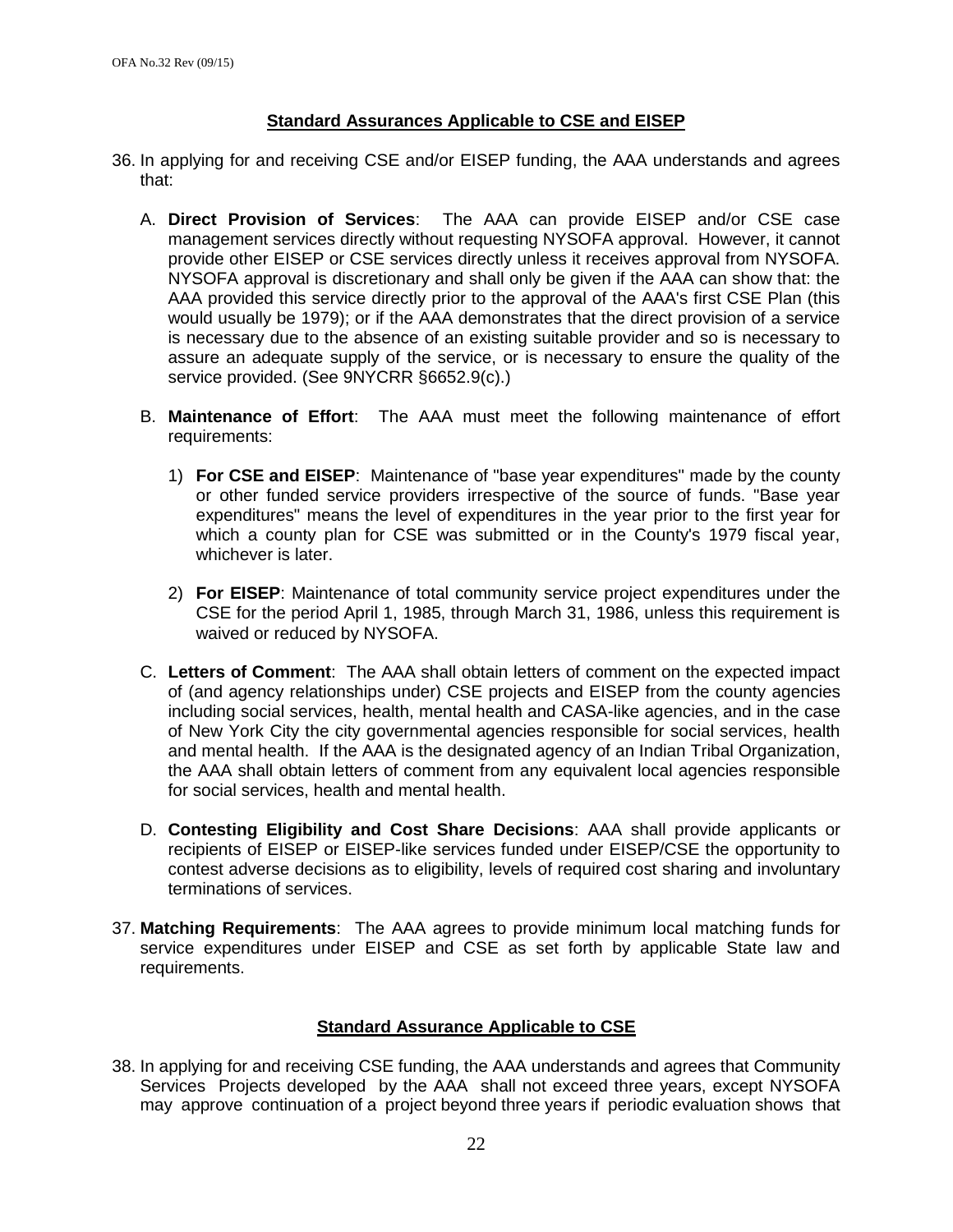## Standard Assurances Applicable to CSE and EISEP

36. In applying for and receiving CSE and/or EISEP funding, the AAA understands and agrees that:

    A. **Direct Provision of Services**: The AAA can provide EISEP and/or CSE case management services directly without requesting NYSOFA approval. However, it cannot provide other EISEP or CSE services directly unless it receives approval from NYSOFA. NYSOFA approval is discretionary and shall only be given if the AAA can show that: the AAA provided this service directly prior to the approval of the AAA's first CSE Plan (this would usually be 1979); or if the AAA demonstrates that the direct provision of a service is necessary due to the absence of an existing suitable provider and so is necessary to assure an adequate supply of the service, or is necessary to ensure the quality of the service provided. (See 9NYCRR §6652.9(c).)

    B. **Maintenance of Effort**: The AAA must meet the following maintenance of effort requirements:

        1) **For CSE and EISEP**: Maintenance of "base year expenditures" made by the county or other funded service providers irrespective of the source of funds. "Base year expenditures" means the level of expenditures in the year prior to the first year for which a county plan for CSE was submitted or in the County's 1979 fiscal year, whichever is later.

        2) **For EISEP**: Maintenance of total community service project expenditures under the CSE for the period April 1, 1985, through March 31, 1986, unless this requirement is waived or reduced by NYSOFA.

    C. **Letters of Comment**: The AAA shall obtain letters of comment on the expected impact of (and agency relationships under) CSE projects and EISEP from the county agencies including social services, health, mental health and CASA-like agencies, and in the case of New York City the city governmental agencies responsible for social services, health and mental health. If the AAA is the designated agency of an Indian Tribal Organization, the AAA shall obtain letters of comment from any equivalent local agencies responsible for social services, health and mental health.

    D. **Contesting Eligibility and Cost Share Decisions**: AAA shall provide applicants or recipients of EISEP or EISEP-like services funded under EISEP/CSE the opportunity to contest adverse decisions as to eligibility, levels of required cost sharing and involuntary terminations of services.

37. **Matching Requirements**: The AAA agrees to provide minimum local matching funds for service expenditures under EISEP and CSE as set forth by applicable State law and requirements.

## Standard Assurance Applicable to CSE

38. In applying for and receiving CSE funding, the AAA understands and agrees that Community Services Projects developed by the AAA shall not exceed three years, except NYSOFA may approve continuation of a project beyond three years if periodic evaluation shows that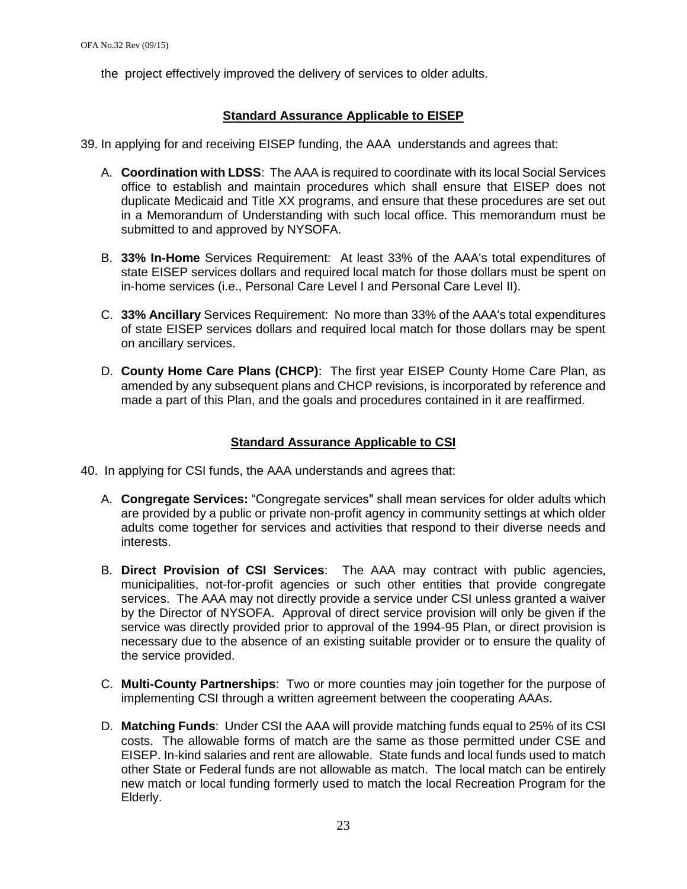the project effectively improved the delivery of services to older adults.

## Standard Assurance Applicable to EISEP

39. In applying for and receiving EISEP funding, the AAA understands and agrees that:

   A. **Coordination with LDSS**: The AAA is required to coordinate with its local Social Services office to establish and maintain procedures which shall ensure that EISEP does not duplicate Medicaid and Title XX programs, and ensure that these procedures are set out in a Memorandum of Understanding with such local office. This memorandum must be submitted to and approved by NYSOFA.

   B. **33% In-Home** Services Requirement: At least 33% of the AAA's total expenditures of state EISEP services dollars and required local match for those dollars must be spent on in-home services (i.e., Personal Care Level I and Personal Care Level II).

   C. **33% Ancillary** Services Requirement: No more than 33% of the AAA's total expenditures of state EISEP services dollars and required local match for those dollars may be spent on ancillary services.

   D. **County Home Care Plans (CHCP)**: The first year EISEP County Home Care Plan, as amended by any subsequent plans and CHCP revisions, is incorporated by reference and made a part of this Plan, and the goals and procedures contained in it are reaffirmed.

## Standard Assurance Applicable to CSI

40. In applying for CSI funds, the AAA understands and agrees that:

   A. **Congregate Services:** "Congregate services" shall mean services for older adults which are provided by a public or private non-profit agency in community settings at which older adults come together for services and activities that respond to their diverse needs and interests.

   B. **Direct Provision of CSI Services**: The AAA may contract with public agencies, municipalities, not-for-profit agencies or such other entities that provide congregate services. The AAA may not directly provide a service under CSI unless granted a waiver by the Director of NYSOFA. Approval of direct service provision will only be given if the service was directly provided prior to approval of the 1994-95 Plan, or direct provision is necessary due to the absence of an existing suitable provider or to ensure the quality of the service provided.

   C. **Multi-County Partnerships**: Two or more counties may join together for the purpose of implementing CSI through a written agreement between the cooperating AAAs.

   D. **Matching Funds**: Under CSI the AAA will provide matching funds equal to 25% of its CSI costs. The allowable forms of match are the same as those permitted under CSE and EISEP. In-kind salaries and rent are allowable. State funds and local funds used to match other State or Federal funds are not allowable as match. The local match can be entirely new match or local funding formerly used to match the local Recreation Program for the Elderly.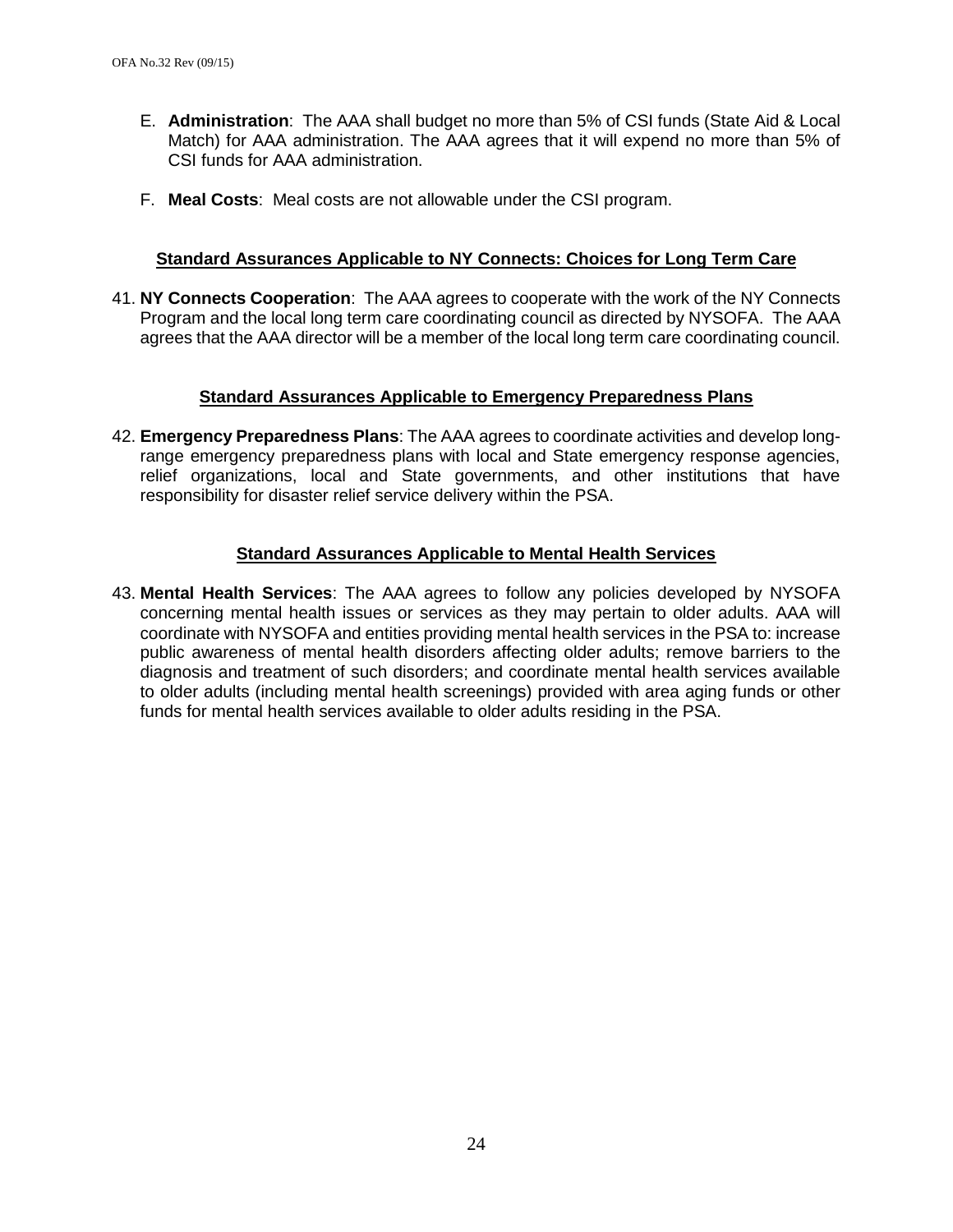E. **Administration**: The AAA shall budget no more than 5% of CSI funds (State Aid & Local Match) for AAA administration. The AAA agrees that it will expend no more than 5% of CSI funds for AAA administration.

F. **Meal Costs**: Meal costs are not allowable under the CSI program.

## Standard Assurances Applicable to NY Connects: Choices for Long Term Care

41. **NY Connects Cooperation**: The AAA agrees to cooperate with the work of the NY Connects Program and the local long term care coordinating council as directed by NYSOFA. The AAA agrees that the AAA director will be a member of the local long term care coordinating council.

## Standard Assurances Applicable to Emergency Preparedness Plans

42. **Emergency Preparedness Plans**: The AAA agrees to coordinate activities and develop long-range emergency preparedness plans with local and State emergency response agencies, relief organizations, local and State governments, and other institutions that have responsibility for disaster relief service delivery within the PSA.

## Standard Assurances Applicable to Mental Health Services

43. **Mental Health Services**: The AAA agrees to follow any policies developed by NYSOFA concerning mental health issues or services as they may pertain to older adults. AAA will coordinate with NYSOFA and entities providing mental health services in the PSA to: increase public awareness of mental health disorders affecting older adults; remove barriers to the diagnosis and treatment of such disorders; and coordinate mental health services available to older adults (including mental health screenings) provided with area aging funds or other funds for mental health services available to older adults residing in the PSA.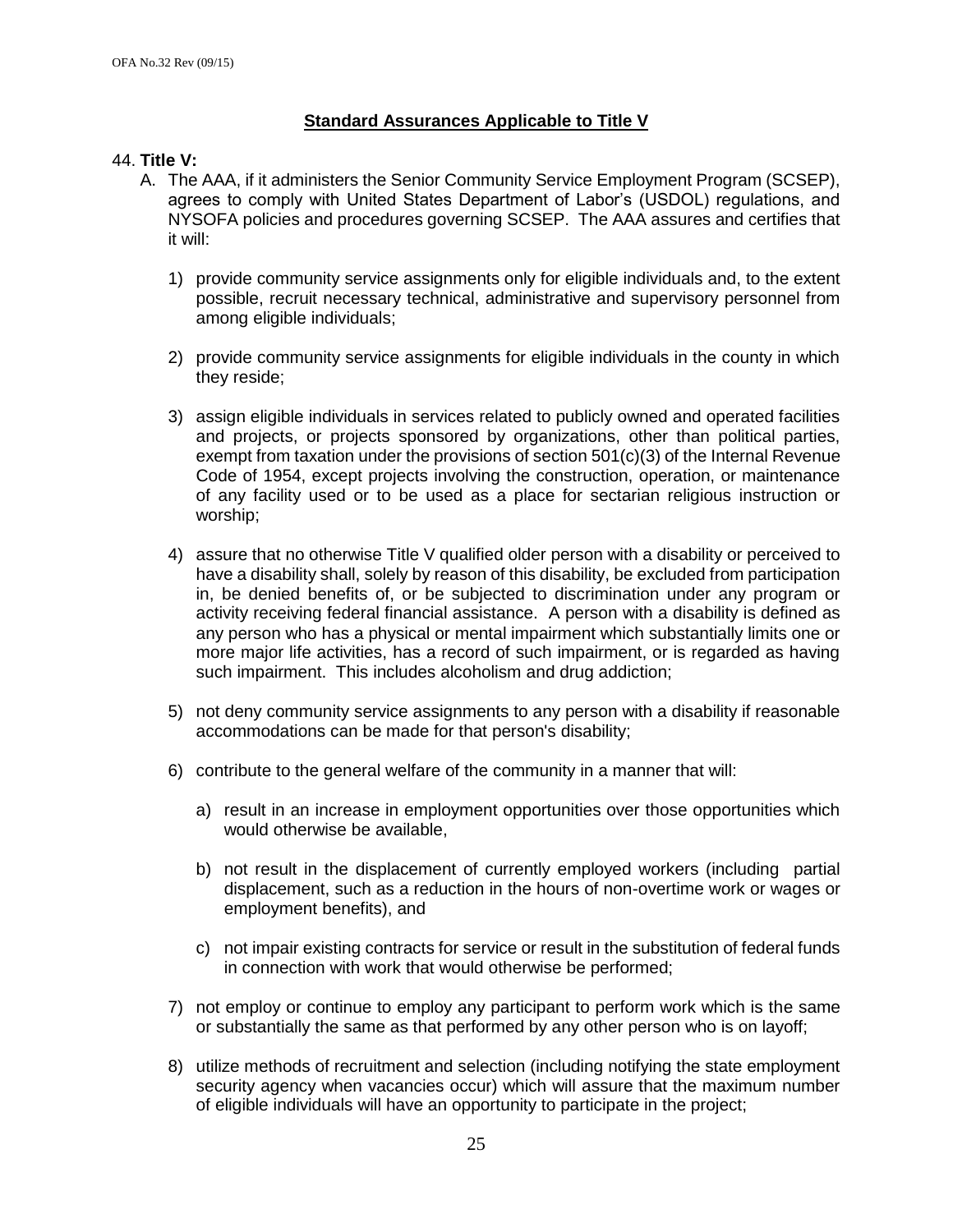## Standard Assurances Applicable to Title V

44. **Title V:**

A. The AAA, if it administers the Senior Community Service Employment Program (SCSEP), agrees to comply with United States Department of Labor's (USDOL) regulations, and NYSOFA policies and procedures governing SCSEP. The AAA assures and certifies that it will:

1) provide community service assignments only for eligible individuals and, to the extent possible, recruit necessary technical, administrative and supervisory personnel from among eligible individuals;

2) provide community service assignments for eligible individuals in the county in which they reside;

3) assign eligible individuals in services related to publicly owned and operated facilities and projects, or projects sponsored by organizations, other than political parties, exempt from taxation under the provisions of section 501(c)(3) of the Internal Revenue Code of 1954, except projects involving the construction, operation, or maintenance of any facility used or to be used as a place for sectarian religious instruction or worship;

4) assure that no otherwise Title V qualified older person with a disability or perceived to have a disability shall, solely by reason of this disability, be excluded from participation in, be denied benefits of, or be subjected to discrimination under any program or activity receiving federal financial assistance. A person with a disability is defined as any person who has a physical or mental impairment which substantially limits one or more major life activities, has a record of such impairment, or is regarded as having such impairment. This includes alcoholism and drug addiction;

5) not deny community service assignments to any person with a disability if reasonable accommodations can be made for that person's disability;

6) contribute to the general welfare of the community in a manner that will:

   a) result in an increase in employment opportunities over those opportunities which would otherwise be available,

   b) not result in the displacement of currently employed workers (including partial displacement, such as a reduction in the hours of non-overtime work or wages or employment benefits), and

   c) not impair existing contracts for service or result in the substitution of federal funds in connection with work that would otherwise be performed;

7) not employ or continue to employ any participant to perform work which is the same or substantially the same as that performed by any other person who is on layoff;

8) utilize methods of recruitment and selection (including notifying the state employment security agency when vacancies occur) which will assure that the maximum number of eligible individuals will have an opportunity to participate in the project;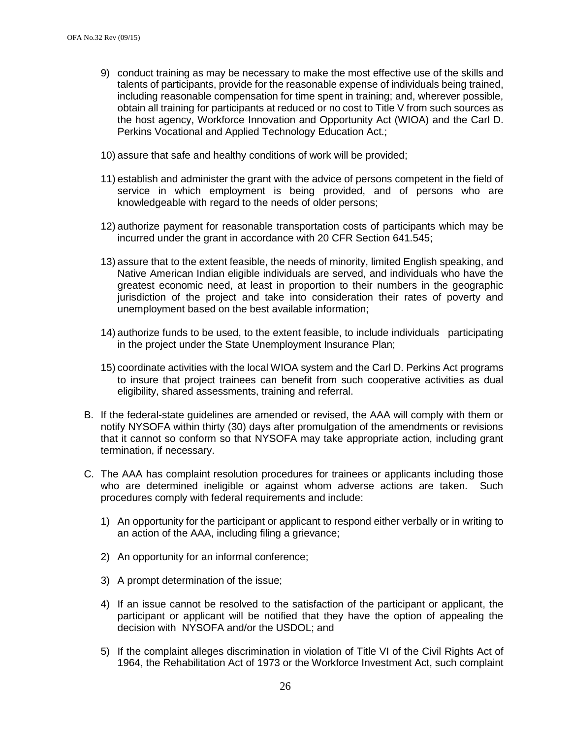9) conduct training as may be necessary to make the most effective use of the skills and talents of participants, provide for the reasonable expense of individuals being trained, including reasonable compensation for time spent in training; and, wherever possible, obtain all training for participants at reduced or no cost to Title V from such sources as the host agency, Workforce Innovation and Opportunity Act (WIOA) and the Carl D. Perkins Vocational and Applied Technology Education Act.;

10) assure that safe and healthy conditions of work will be provided;

11) establish and administer the grant with the advice of persons competent in the field of service in which employment is being provided, and of persons who are knowledgeable with regard to the needs of older persons;

12) authorize payment for reasonable transportation costs of participants which may be incurred under the grant in accordance with 20 CFR Section 641.545;

13) assure that to the extent feasible, the needs of minority, limited English speaking, and Native American Indian eligible individuals are served, and individuals who have the greatest economic need, at least in proportion to their numbers in the geographic jurisdiction of the project and take into consideration their rates of poverty and unemployment based on the best available information;

14) authorize funds to be used, to the extent feasible, to include individuals participating in the project under the State Unemployment Insurance Plan;

15) coordinate activities with the local WIOA system and the Carl D. Perkins Act programs to insure that project trainees can benefit from such cooperative activities as dual eligibility, shared assessments, training and referral.

B. If the federal-state guidelines are amended or revised, the AAA will comply with them or notify NYSOFA within thirty (30) days after promulgation of the amendments or revisions that it cannot so conform so that NYSOFA may take appropriate action, including grant termination, if necessary.

C. The AAA has complaint resolution procedures for trainees or applicants including those who are determined ineligible or against whom adverse actions are taken. Such procedures comply with federal requirements and include:

1) An opportunity for the participant or applicant to respond either verbally or in writing to an action of the AAA, including filing a grievance;

2) An opportunity for an informal conference;

3) A prompt determination of the issue;

4) If an issue cannot be resolved to the satisfaction of the participant or applicant, the participant or applicant will be notified that they have the option of appealing the decision with NYSOFA and/or the USDOL; and

5) If the complaint alleges discrimination in violation of Title VI of the Civil Rights Act of 1964, the Rehabilitation Act of 1973 or the Workforce Investment Act, such complaint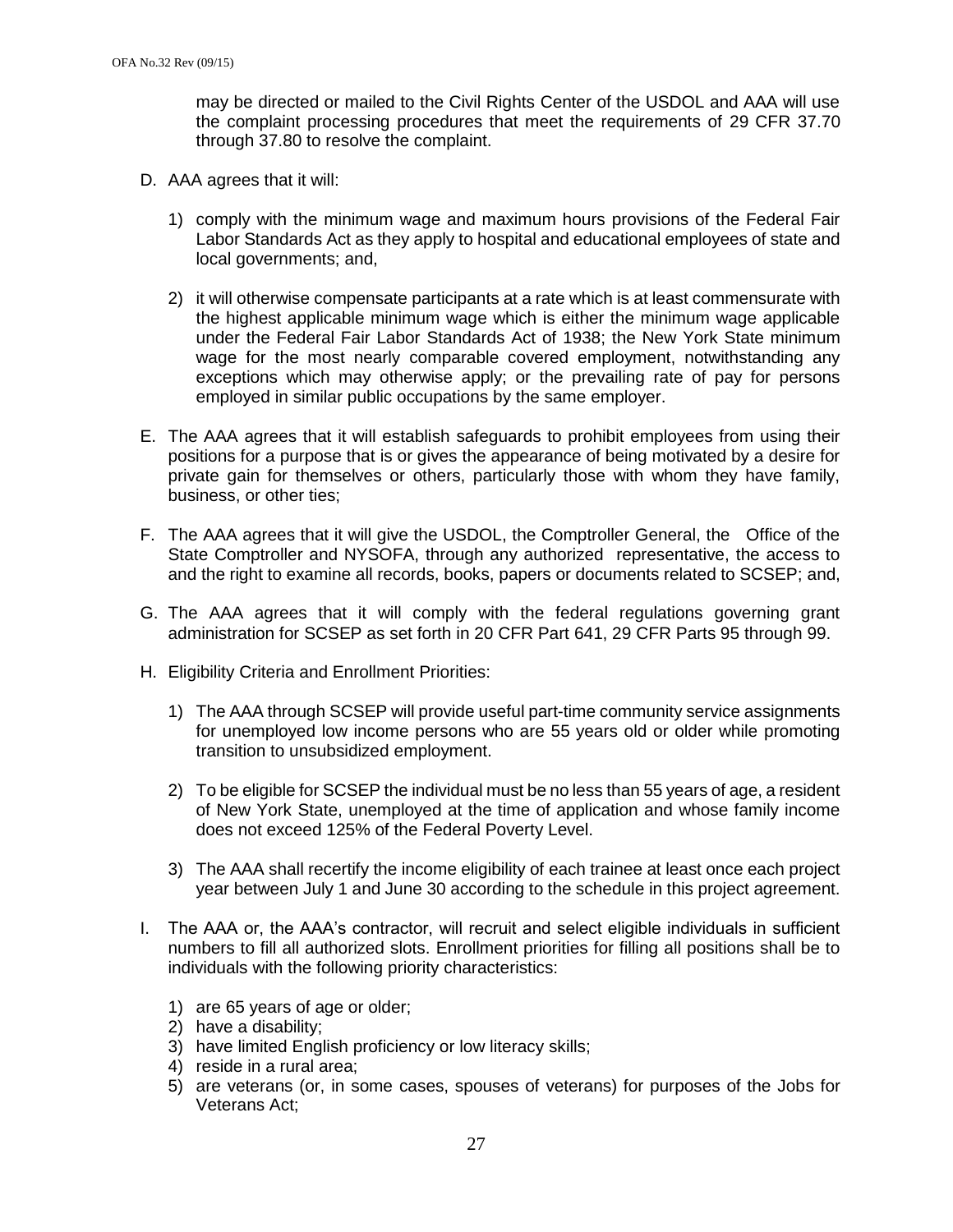may be directed or mailed to the Civil Rights Center of the USDOL and AAA will use the complaint processing procedures that meet the requirements of 29 CFR 37.70 through 37.80 to resolve the complaint.

D. AAA agrees that it will:

   1) comply with the minimum wage and maximum hours provisions of the Federal Fair Labor Standards Act as they apply to hospital and educational employees of state and local governments; and,

   2) it will otherwise compensate participants at a rate which is at least commensurate with the highest applicable minimum wage which is either the minimum wage applicable under the Federal Fair Labor Standards Act of 1938; the New York State minimum wage for the most nearly comparable covered employment, notwithstanding any exceptions which may otherwise apply; or the prevailing rate of pay for persons employed in similar public occupations by the same employer.

E. The AAA agrees that it will establish safeguards to prohibit employees from using their positions for a purpose that is or gives the appearance of being motivated by a desire for private gain for themselves or others, particularly those with whom they have family, business, or other ties;

F. The AAA agrees that it will give the USDOL, the Comptroller General, the Office of the State Comptroller and NYSOFA, through any authorized representative, the access to and the right to examine all records, books, papers or documents related to SCSEP; and,

G. The AAA agrees that it will comply with the federal regulations governing grant administration for SCSEP as set forth in 20 CFR Part 641, 29 CFR Parts 95 through 99.

H. Eligibility Criteria and Enrollment Priorities:

   1) The AAA through SCSEP will provide useful part-time community service assignments for unemployed low income persons who are 55 years old or older while promoting transition to unsubsidized employment.

   2) To be eligible for SCSEP the individual must be no less than 55 years of age, a resident of New York State, unemployed at the time of application and whose family income does not exceed 125% of the Federal Poverty Level.

   3) The AAA shall recertify the income eligibility of each trainee at least once each project year between July 1 and June 30 according to the schedule in this project agreement.

I. The AAA or, the AAA's contractor, will recruit and select eligible individuals in sufficient numbers to fill all authorized slots. Enrollment priorities for filling all positions shall be to individuals with the following priority characteristics:

   1) are 65 years of age or older;
   2) have a disability;
   3) have limited English proficiency or low literacy skills;
   4) reside in a rural area;
   5) are veterans (or, in some cases, spouses of veterans) for purposes of the Jobs for Veterans Act;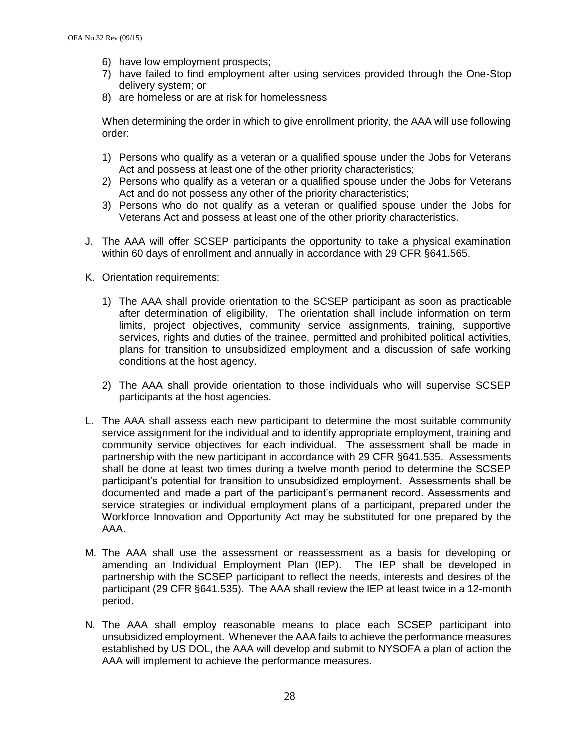6) have low employment prospects;
7) have failed to find employment after using services provided through the One-Stop delivery system; or
8) are homeless or are at risk for homelessness

When determining the order in which to give enrollment priority, the AAA will use following order:

1) Persons who qualify as a veteran or a qualified spouse under the Jobs for Veterans Act and possess at least one of the other priority characteristics;
2) Persons who qualify as a veteran or a qualified spouse under the Jobs for Veterans Act and do not possess any other of the priority characteristics;
3) Persons who do not qualify as a veteran or qualified spouse under the Jobs for Veterans Act and possess at least one of the other priority characteristics.

J. The AAA will offer SCSEP participants the opportunity to take a physical examination within 60 days of enrollment and annually in accordance with 29 CFR §641.565.

K. Orientation requirements:

   1) The AAA shall provide orientation to the SCSEP participant as soon as practicable after determination of eligibility. The orientation shall include information on term limits, project objectives, community service assignments, training, supportive services, rights and duties of the trainee, permitted and prohibited political activities, plans for transition to unsubsidized employment and a discussion of safe working conditions at the host agency.

   2) The AAA shall provide orientation to those individuals who will supervise SCSEP participants at the host agencies.

L. The AAA shall assess each new participant to determine the most suitable community service assignment for the individual and to identify appropriate employment, training and community service objectives for each individual. The assessment shall be made in partnership with the new participant in accordance with 29 CFR §641.535. Assessments shall be done at least two times during a twelve month period to determine the SCSEP participant's potential for transition to unsubsidized employment. Assessments shall be documented and made a part of the participant's permanent record. Assessments and service strategies or individual employment plans of a participant, prepared under the Workforce Innovation and Opportunity Act may be substituted for one prepared by the AAA.

M. The AAA shall use the assessment or reassessment as a basis for developing or amending an Individual Employment Plan (IEP). The IEP shall be developed in partnership with the SCSEP participant to reflect the needs, interests and desires of the participant (29 CFR §641.535). The AAA shall review the IEP at least twice in a 12-month period.

N. The AAA shall employ reasonable means to place each SCSEP participant into unsubsidized employment. Whenever the AAA fails to achieve the performance measures established by US DOL, the AAA will develop and submit to NYSOFA a plan of action the AAA will implement to achieve the performance measures.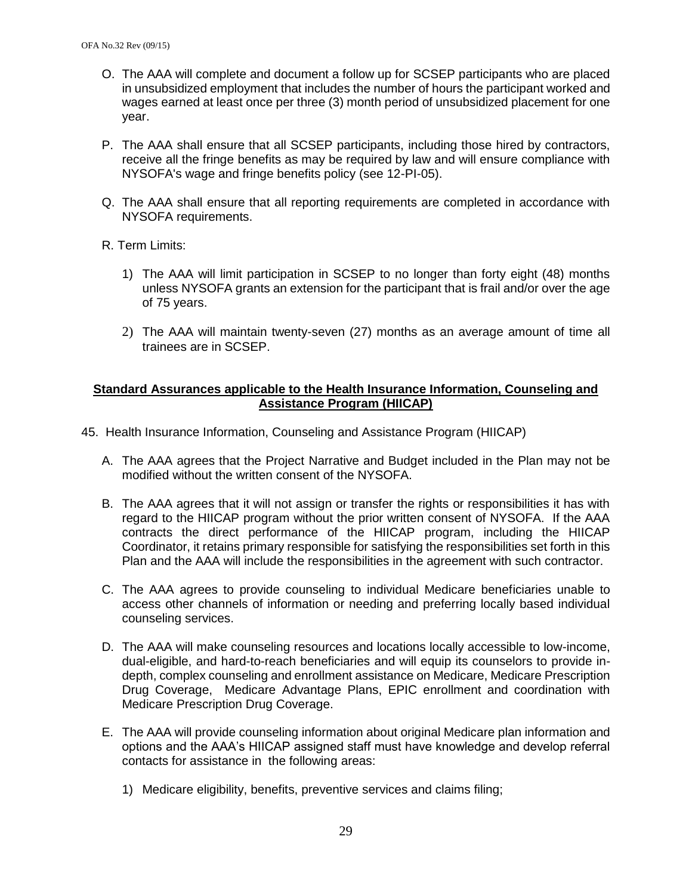O. The AAA will complete and document a follow up for SCSEP participants who are placed in unsubsidized employment that includes the number of hours the participant worked and wages earned at least once per three (3) month period of unsubsidized placement for one year.

P. The AAA shall ensure that all SCSEP participants, including those hired by contractors, receive all the fringe benefits as may be required by law and will ensure compliance with NYSOFA's wage and fringe benefits policy (see 12-PI-05).

Q. The AAA shall ensure that all reporting requirements are completed in accordance with NYSOFA requirements.

R. Term Limits:

1) The AAA will limit participation in SCSEP to no longer than forty eight (48) months unless NYSOFA grants an extension for the participant that is frail and/or over the age of 75 years.

2) The AAA will maintain twenty-seven (27) months as an average amount of time all trainees are in SCSEP.

**Standard Assurances applicable to the Health Insurance Information, Counseling and Assistance Program (HIICAP)**

45. Health Insurance Information, Counseling and Assistance Program (HIICAP)

A. The AAA agrees that the Project Narrative and Budget included in the Plan may not be modified without the written consent of the NYSOFA.

B. The AAA agrees that it will not assign or transfer the rights or responsibilities it has with regard to the HIICAP program without the prior written consent of NYSOFA. If the AAA contracts the direct performance of the HIICAP program, including the HIICAP Coordinator, it retains primary responsible for satisfying the responsibilities set forth in this Plan and the AAA will include the responsibilities in the agreement with such contractor.

C. The AAA agrees to provide counseling to individual Medicare beneficiaries unable to access other channels of information or needing and preferring locally based individual counseling services.

D. The AAA will make counseling resources and locations locally accessible to low-income, dual-eligible, and hard-to-reach beneficiaries and will equip its counselors to provide in-depth, complex counseling and enrollment assistance on Medicare, Medicare Prescription Drug Coverage, Medicare Advantage Plans, EPIC enrollment and coordination with Medicare Prescription Drug Coverage.

E. The AAA will provide counseling information about original Medicare plan information and options and the AAA's HIICAP assigned staff must have knowledge and develop referral contacts for assistance in the following areas:

1) Medicare eligibility, benefits, preventive services and claims filing;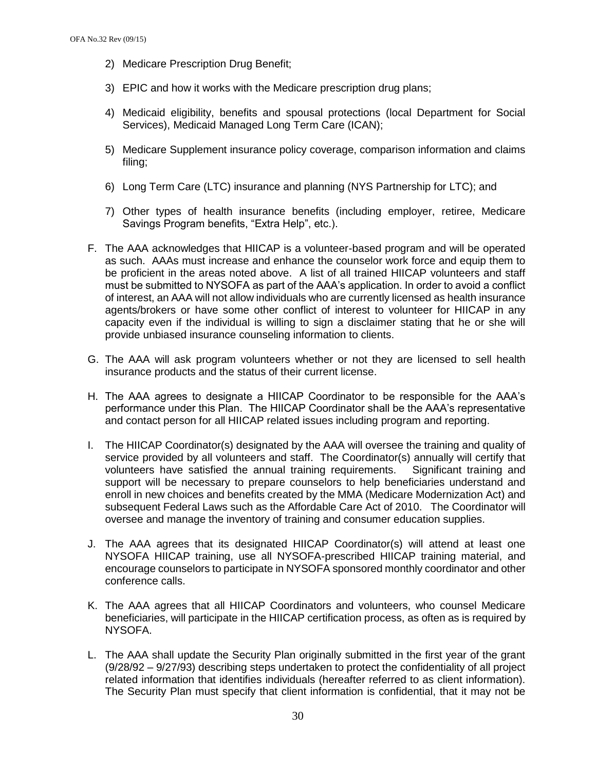2) Medicare Prescription Drug Benefit;

3) EPIC and how it works with the Medicare prescription drug plans;

4) Medicaid eligibility, benefits and spousal protections (local Department for Social Services), Medicaid Managed Long Term Care (ICAN);

5) Medicare Supplement insurance policy coverage, comparison information and claims filing;

6) Long Term Care (LTC) insurance and planning (NYS Partnership for LTC); and

7) Other types of health insurance benefits (including employer, retiree, Medicare Savings Program benefits, "Extra Help", etc.).

F. The AAA acknowledges that HIICAP is a volunteer-based program and will be operated as such. AAAs must increase and enhance the counselor work force and equip them to be proficient in the areas noted above. A list of all trained HIICAP volunteers and staff must be submitted to NYSOFA as part of the AAA's application. In order to avoid a conflict of interest, an AAA will not allow individuals who are currently licensed as health insurance agents/brokers or have some other conflict of interest to volunteer for HIICAP in any capacity even if the individual is willing to sign a disclaimer stating that he or she will provide unbiased insurance counseling information to clients.

G. The AAA will ask program volunteers whether or not they are licensed to sell health insurance products and the status of their current license.

H. The AAA agrees to designate a HIICAP Coordinator to be responsible for the AAA's performance under this Plan. The HIICAP Coordinator shall be the AAA's representative and contact person for all HIICAP related issues including program and reporting.

I. The HIICAP Coordinator(s) designated by the AAA will oversee the training and quality of service provided by all volunteers and staff. The Coordinator(s) annually will certify that volunteers have satisfied the annual training requirements. Significant training and support will be necessary to prepare counselors to help beneficiaries understand and enroll in new choices and benefits created by the MMA (Medicare Modernization Act) and subsequent Federal Laws such as the Affordable Care Act of 2010. The Coordinator will oversee and manage the inventory of training and consumer education supplies.

J. The AAA agrees that its designated HIICAP Coordinator(s) will attend at least one NYSOFA HIICAP training, use all NYSOFA-prescribed HIICAP training material, and encourage counselors to participate in NYSOFA sponsored monthly coordinator and other conference calls.

K. The AAA agrees that all HIICAP Coordinators and volunteers, who counsel Medicare beneficiaries, will participate in the HIICAP certification process, as often as is required by NYSOFA.

L. The AAA shall update the Security Plan originally submitted in the first year of the grant (9/28/92 – 9/27/93) describing steps undertaken to protect the confidentiality of all project related information that identifies individuals (hereafter referred to as client information). The Security Plan must specify that client information is confidential, that it may not be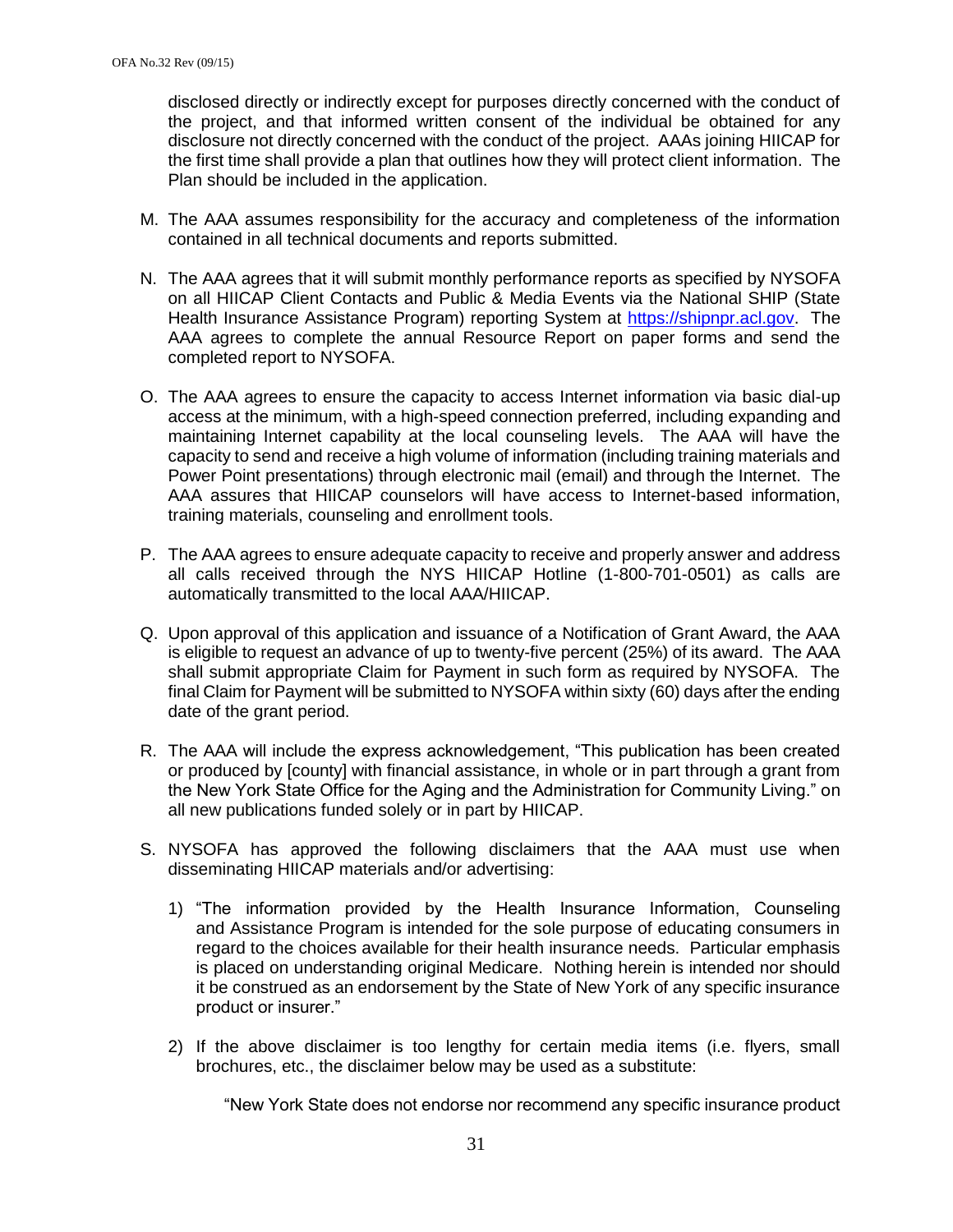disclosed directly or indirectly except for purposes directly concerned with the conduct of the project, and that informed written consent of the individual be obtained for any disclosure not directly concerned with the conduct of the project. AAAs joining HIICAP for the first time shall provide a plan that outlines how they will protect client information. The Plan should be included in the application.

M. The AAA assumes responsibility for the accuracy and completeness of the information contained in all technical documents and reports submitted.

N. The AAA agrees that it will submit monthly performance reports as specified by NYSOFA on all HIICAP Client Contacts and Public & Media Events via the National SHIP (State Health Insurance Assistance Program) reporting System at https://shipnpr.acl.gov. The AAA agrees to complete the annual Resource Report on paper forms and send the completed report to NYSOFA.

O. The AAA agrees to ensure the capacity to access Internet information via basic dial-up access at the minimum, with a high-speed connection preferred, including expanding and maintaining Internet capability at the local counseling levels. The AAA will have the capacity to send and receive a high volume of information (including training materials and Power Point presentations) through electronic mail (email) and through the Internet. The AAA assures that HIICAP counselors will have access to Internet-based information, training materials, counseling and enrollment tools.

P. The AAA agrees to ensure adequate capacity to receive and properly answer and address all calls received through the NYS HIICAP Hotline (1-800-701-0501) as calls are automatically transmitted to the local AAA/HIICAP.

Q. Upon approval of this application and issuance of a Notification of Grant Award, the AAA is eligible to request an advance of up to twenty-five percent (25%) of its award. The AAA shall submit appropriate Claim for Payment in such form as required by NYSOFA. The final Claim for Payment will be submitted to NYSOFA within sixty (60) days after the ending date of the grant period.

R. The AAA will include the express acknowledgement, "This publication has been created or produced by [county] with financial assistance, in whole or in part through a grant from the New York State Office for the Aging and the Administration for Community Living." on all new publications funded solely or in part by HIICAP.

S. NYSOFA has approved the following disclaimers that the AAA must use when disseminating HIICAP materials and/or advertising:

   1) "The information provided by the Health Insurance Information, Counseling and Assistance Program is intended for the sole purpose of educating consumers in regard to the choices available for their health insurance needs. Particular emphasis is placed on understanding original Medicare. Nothing herein is intended nor should it be construed as an endorsement by the State of New York of any specific insurance product or insurer."

   2) If the above disclaimer is too lengthy for certain media items (i.e. flyers, small brochures, etc., the disclaimer below may be used as a substitute:

      "New York State does not endorse nor recommend any specific insurance product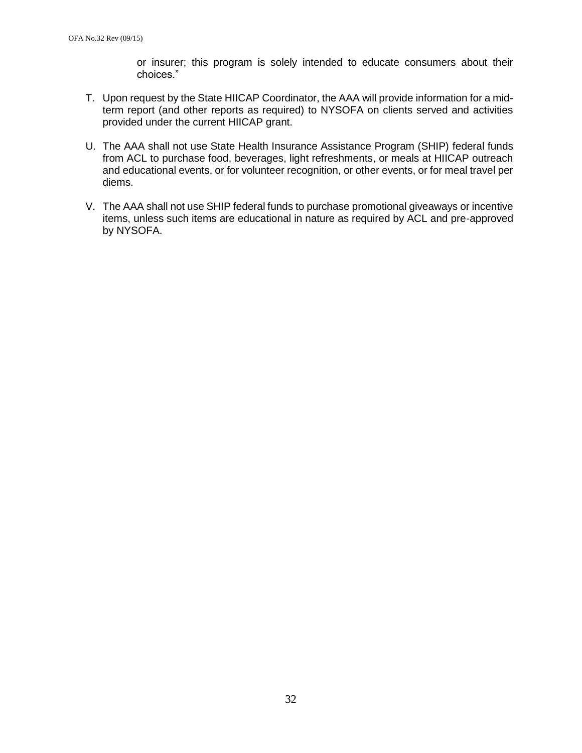or insurer; this program is solely intended to educate consumers about their choices."

T. Upon request by the State HIICAP Coordinator, the AAA will provide information for a mid-term report (and other reports as required) to NYSOFA on clients served and activities provided under the current HIICAP grant.

U. The AAA shall not use State Health Insurance Assistance Program (SHIP) federal funds from ACL to purchase food, beverages, light refreshments, or meals at HIICAP outreach and educational events, or for volunteer recognition, or other events, or for meal travel per diems.

V. The AAA shall not use SHIP federal funds to purchase promotional giveaways or incentive items, unless such items are educational in nature as required by ACL and pre-approved by NYSOFA.